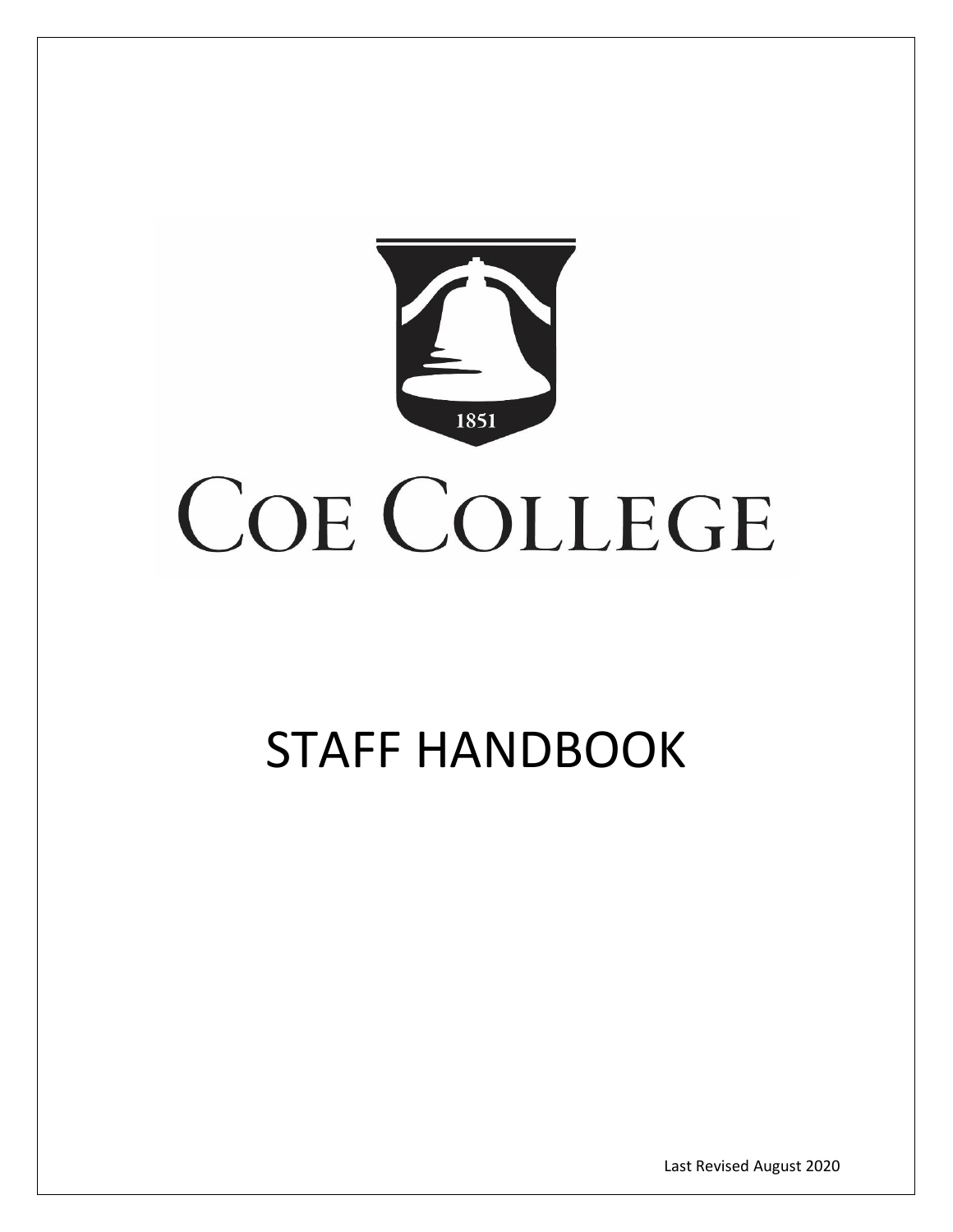1851

# COE COLLEGE

# STAFF HANDBOOK

Last Revised August 2020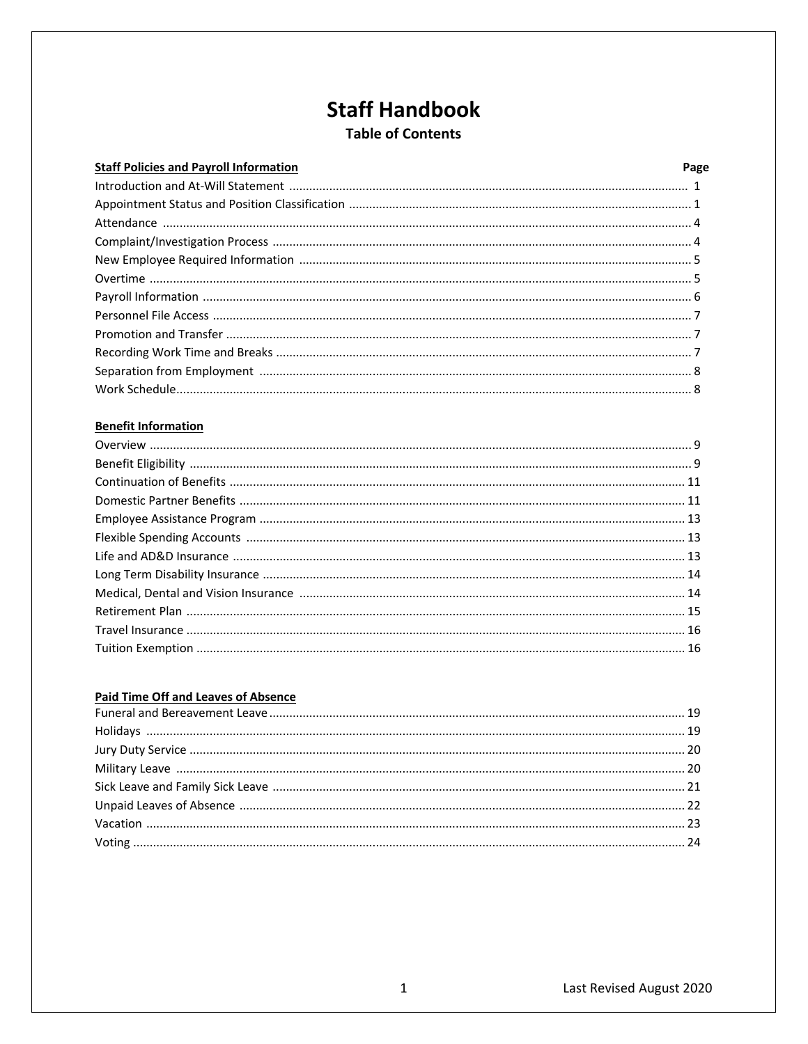# Staff Handbook

## Table of Contents

| Staff Policies and Payroll Information | Page |
| --- | --- |
| Introduction and At-Will Statement | 1 |
| Appointment Status and Position Classification | 1 |
| Attendance | 4 |
| Complaint/Investigation Process | 4 |
| New Employee Required Information | 5 |
| Overtime | 5 |
| Payroll Information | 6 |
| Personnel File Access | 7 |
| Promotion and Transfer | 7 |
| Recording Work Time and Breaks | 7 |
| Separation from Employment | 8 |
| Work Schedule | 8 |

| Benefit Information | |
| --- | --- |
| Overview | 9 |
| Benefit Eligibility | 9 |
| Continuation of Benefits | 11 |
| Domestic Partner Benefits | 11 |
| Employee Assistance Program | 13 |
| Flexible Spending Accounts | 13 |
| Life and AD&D Insurance | 13 |
| Long Term Disability Insurance | 14 |
| Medical, Dental and Vision Insurance | 14 |
| Retirement Plan | 15 |
| Travel Insurance | 16 |
| Tuition Exemption | 16 |

| Paid Time Off and Leaves of Absence | |
| --- | --- |
| Funeral and Bereavement Leave | 19 |
| Holidays | 19 |
| Jury Duty Service | 20 |
| Military Leave | 20 |
| Sick Leave and Family Sick Leave | 21 |
| Unpaid Leaves of Absence | 22 |
| Vacation | 23 |
| Voting | 24 |

Last Revised August 2020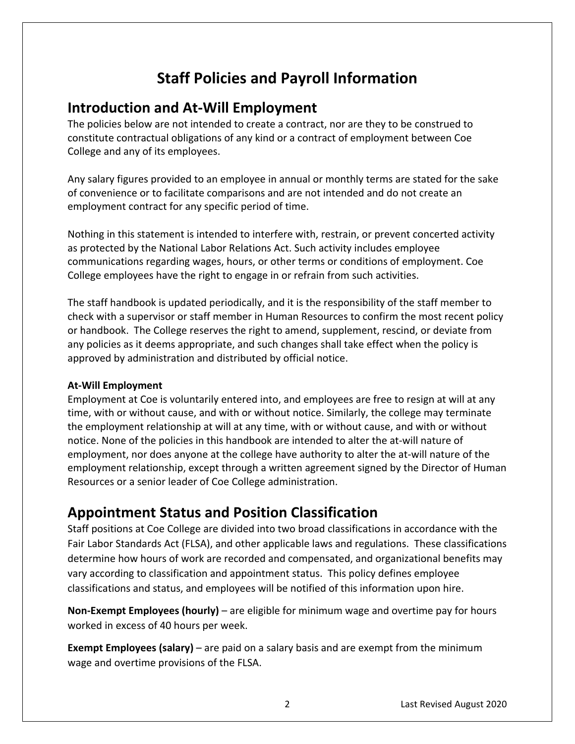# Staff Policies and Payroll Information

## Introduction and At-Will Employment

The policies below are not intended to create a contract, nor are they to be construed to constitute contractual obligations of any kind or a contract of employment between Coe College and any of its employees.

Any salary figures provided to an employee in annual or monthly terms are stated for the sake of convenience or to facilitate comparisons and are not intended and do not create an employment contract for any specific period of time.

Nothing in this statement is intended to interfere with, restrain, or prevent concerted activity as protected by the National Labor Relations Act. Such activity includes employee communications regarding wages, hours, or other terms or conditions of employment. Coe College employees have the right to engage in or refrain from such activities.

The staff handbook is updated periodically, and it is the responsibility of the staff member to check with a supervisor or staff member in Human Resources to confirm the most recent policy or handbook. The College reserves the right to amend, supplement, rescind, or deviate from any policies as it deems appropriate, and such changes shall take effect when the policy is approved by administration and distributed by official notice.

### At-Will Employment

Employment at Coe is voluntarily entered into, and employees are free to resign at will at any time, with or without cause, and with or without notice. Similarly, the college may terminate the employment relationship at will at any time, with or without cause, and with or without notice. None of the policies in this handbook are intended to alter the at-will nature of employment, nor does anyone at the college have authority to alter the at-will nature of the employment relationship, except through a written agreement signed by the Director of Human Resources or a senior leader of Coe College administration.

## Appointment Status and Position Classification

Staff positions at Coe College are divided into two broad classifications in accordance with the Fair Labor Standards Act (FLSA), and other applicable laws and regulations. These classifications determine how hours of work are recorded and compensated, and organizational benefits may vary according to classification and appointment status. This policy defines employee classifications and status, and employees will be notified of this information upon hire.

**Non-Exempt Employees (hourly)** – are eligible for minimum wage and overtime pay for hours worked in excess of 40 hours per week.

**Exempt Employees (salary)** – are paid on a salary basis and are exempt from the minimum wage and overtime provisions of the FLSA.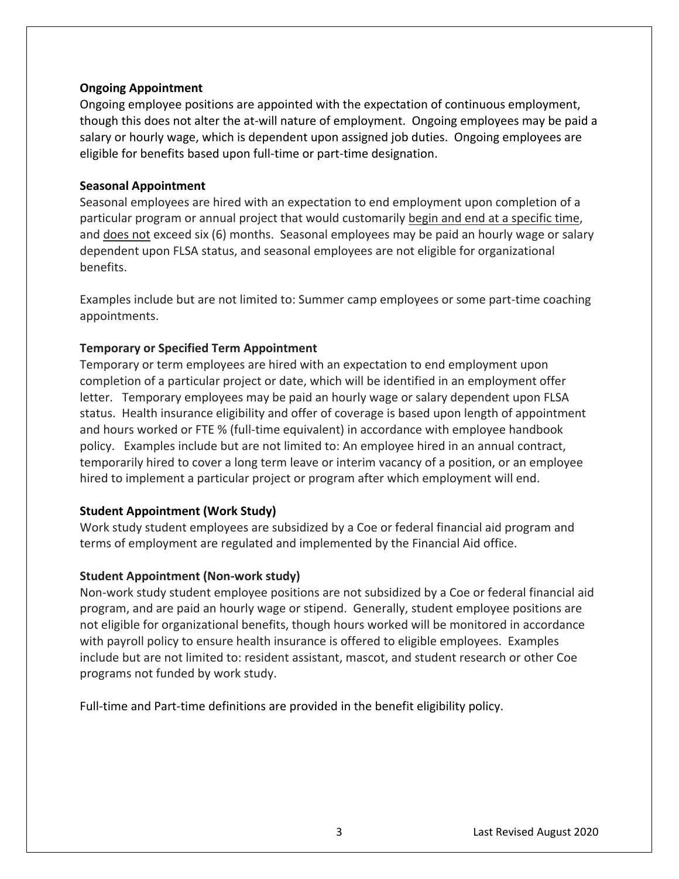**Ongoing Appointment**

Ongoing employee positions are appointed with the expectation of continuous employment, though this does not alter the at-will nature of employment. Ongoing employees may be paid a salary or hourly wage, which is dependent upon assigned job duties. Ongoing employees are eligible for benefits based upon full-time or part-time designation.

**Seasonal Appointment**

Seasonal employees are hired with an expectation to end employment upon completion of a particular program or annual project that would customarily <u>begin and end at a specific time</u>, and <u>does not</u> exceed six (6) months. Seasonal employees may be paid an hourly wage or salary dependent upon FLSA status, and seasonal employees are not eligible for organizational benefits.

Examples include but are not limited to: Summer camp employees or some part-time coaching appointments.

**Temporary or Specified Term Appointment**

Temporary or term employees are hired with an expectation to end employment upon completion of a particular project or date, which will be identified in an employment offer letter. Temporary employees may be paid an hourly wage or salary dependent upon FLSA status. Health insurance eligibility and offer of coverage is based upon length of appointment and hours worked or FTE % (full-time equivalent) in accordance with employee handbook policy. Examples include but are not limited to: An employee hired in an annual contract, temporarily hired to cover a long term leave or interim vacancy of a position, or an employee hired to implement a particular project or program after which employment will end.

**Student Appointment (Work Study)**

Work study student employees are subsidized by a Coe or federal financial aid program and terms of employment are regulated and implemented by the Financial Aid office.

**Student Appointment (Non-work study)**

Non-work study student employee positions are not subsidized by a Coe or federal financial aid program, and are paid an hourly wage or stipend. Generally, student employee positions are not eligible for organizational benefits, though hours worked will be monitored in accordance with payroll policy to ensure health insurance is offered to eligible employees. Examples include but are not limited to: resident assistant, mascot, and student research or other Coe programs not funded by work study.

Full-time and Part-time definitions are provided in the benefit eligibility policy.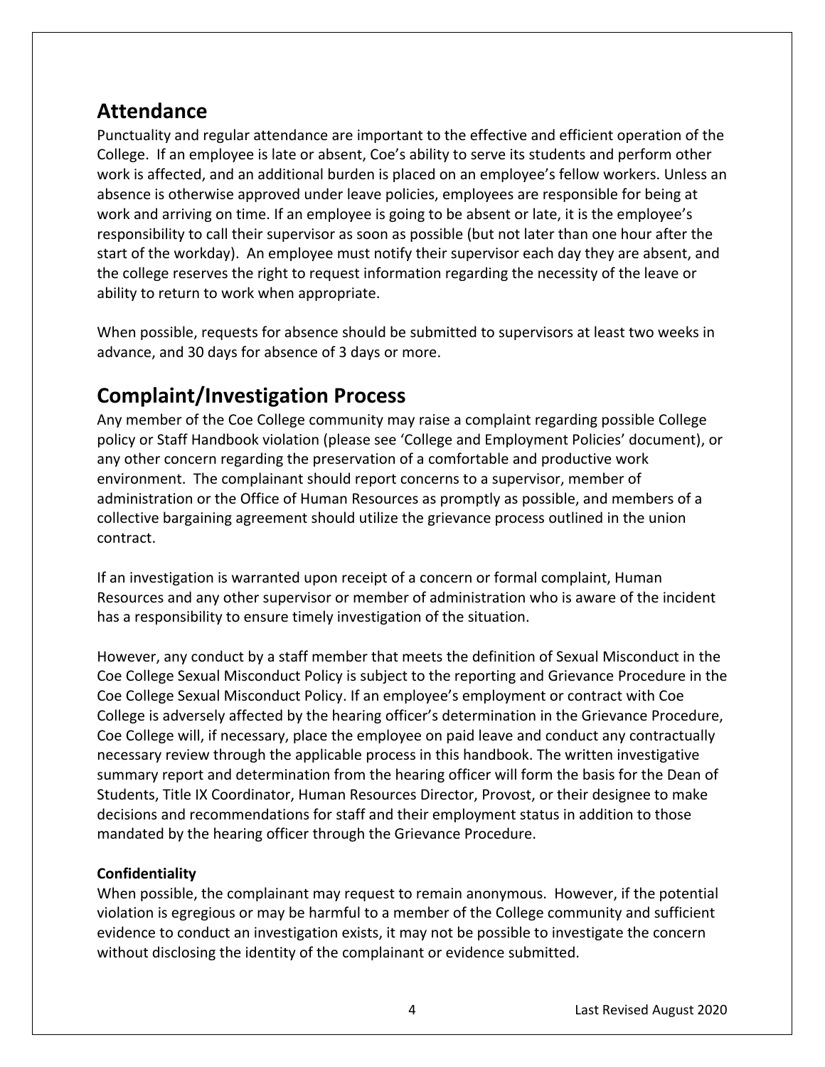## Attendance

Punctuality and regular attendance are important to the effective and efficient operation of the College. If an employee is late or absent, Coe's ability to serve its students and perform other work is affected, and an additional burden is placed on an employee's fellow workers. Unless an absence is otherwise approved under leave policies, employees are responsible for being at work and arriving on time. If an employee is going to be absent or late, it is the employee's responsibility to call their supervisor as soon as possible (but not later than one hour after the start of the workday). An employee must notify their supervisor each day they are absent, and the college reserves the right to request information regarding the necessity of the leave or ability to return to work when appropriate.

When possible, requests for absence should be submitted to supervisors at least two weeks in advance, and 30 days for absence of 3 days or more.

## Complaint/Investigation Process

Any member of the Coe College community may raise a complaint regarding possible College policy or Staff Handbook violation (please see 'College and Employment Policies' document), or any other concern regarding the preservation of a comfortable and productive work environment. The complainant should report concerns to a supervisor, member of administration or the Office of Human Resources as promptly as possible, and members of a collective bargaining agreement should utilize the grievance process outlined in the union contract.

If an investigation is warranted upon receipt of a concern or formal complaint, Human Resources and any other supervisor or member of administration who is aware of the incident has a responsibility to ensure timely investigation of the situation.

However, any conduct by a staff member that meets the definition of Sexual Misconduct in the Coe College Sexual Misconduct Policy is subject to the reporting and Grievance Procedure in the Coe College Sexual Misconduct Policy. If an employee's employment or contract with Coe College is adversely affected by the hearing officer's determination in the Grievance Procedure, Coe College will, if necessary, place the employee on paid leave and conduct any contractually necessary review through the applicable process in this handbook. The written investigative summary report and determination from the hearing officer will form the basis for the Dean of Students, Title IX Coordinator, Human Resources Director, Provost, or their designee to make decisions and recommendations for staff and their employment status in addition to those mandated by the hearing officer through the Grievance Procedure.

**Confidentiality**

When possible, the complainant may request to remain anonymous. However, if the potential violation is egregious or may be harmful to a member of the College community and sufficient evidence to conduct an investigation exists, it may not be possible to investigate the concern without disclosing the identity of the complainant or evidence submitted.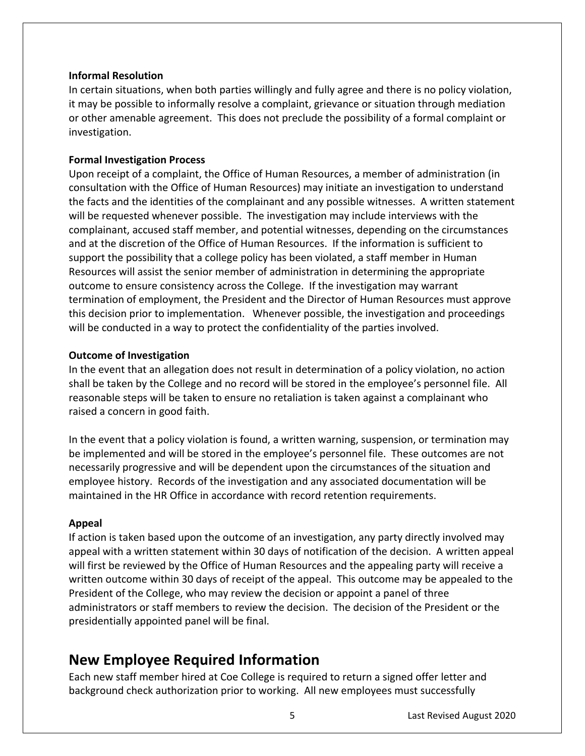**Informal Resolution**

In certain situations, when both parties willingly and fully agree and there is no policy violation, it may be possible to informally resolve a complaint, grievance or situation through mediation or other amenable agreement. This does not preclude the possibility of a formal complaint or investigation.

**Formal Investigation Process**

Upon receipt of a complaint, the Office of Human Resources, a member of administration (in consultation with the Office of Human Resources) may initiate an investigation to understand the facts and the identities of the complainant and any possible witnesses. A written statement will be requested whenever possible. The investigation may include interviews with the complainant, accused staff member, and potential witnesses, depending on the circumstances and at the discretion of the Office of Human Resources. If the information is sufficient to support the possibility that a college policy has been violated, a staff member in Human Resources will assist the senior member of administration in determining the appropriate outcome to ensure consistency across the College. If the investigation may warrant termination of employment, the President and the Director of Human Resources must approve this decision prior to implementation. Whenever possible, the investigation and proceedings will be conducted in a way to protect the confidentiality of the parties involved.

**Outcome of Investigation**

In the event that an allegation does not result in determination of a policy violation, no action shall be taken by the College and no record will be stored in the employee's personnel file. All reasonable steps will be taken to ensure no retaliation is taken against a complainant who raised a concern in good faith.

In the event that a policy violation is found, a written warning, suspension, or termination may be implemented and will be stored in the employee's personnel file. These outcomes are not necessarily progressive and will be dependent upon the circumstances of the situation and employee history. Records of the investigation and any associated documentation will be maintained in the HR Office in accordance with record retention requirements.

**Appeal**

If action is taken based upon the outcome of an investigation, any party directly involved may appeal with a written statement within 30 days of notification of the decision. A written appeal will first be reviewed by the Office of Human Resources and the appealing party will receive a written outcome within 30 days of receipt of the appeal. This outcome may be appealed to the President of the College, who may review the decision or appoint a panel of three administrators or staff members to review the decision. The decision of the President or the presidentially appointed panel will be final.

## New Employee Required Information

Each new staff member hired at Coe College is required to return a signed offer letter and background check authorization prior to working. All new employees must successfully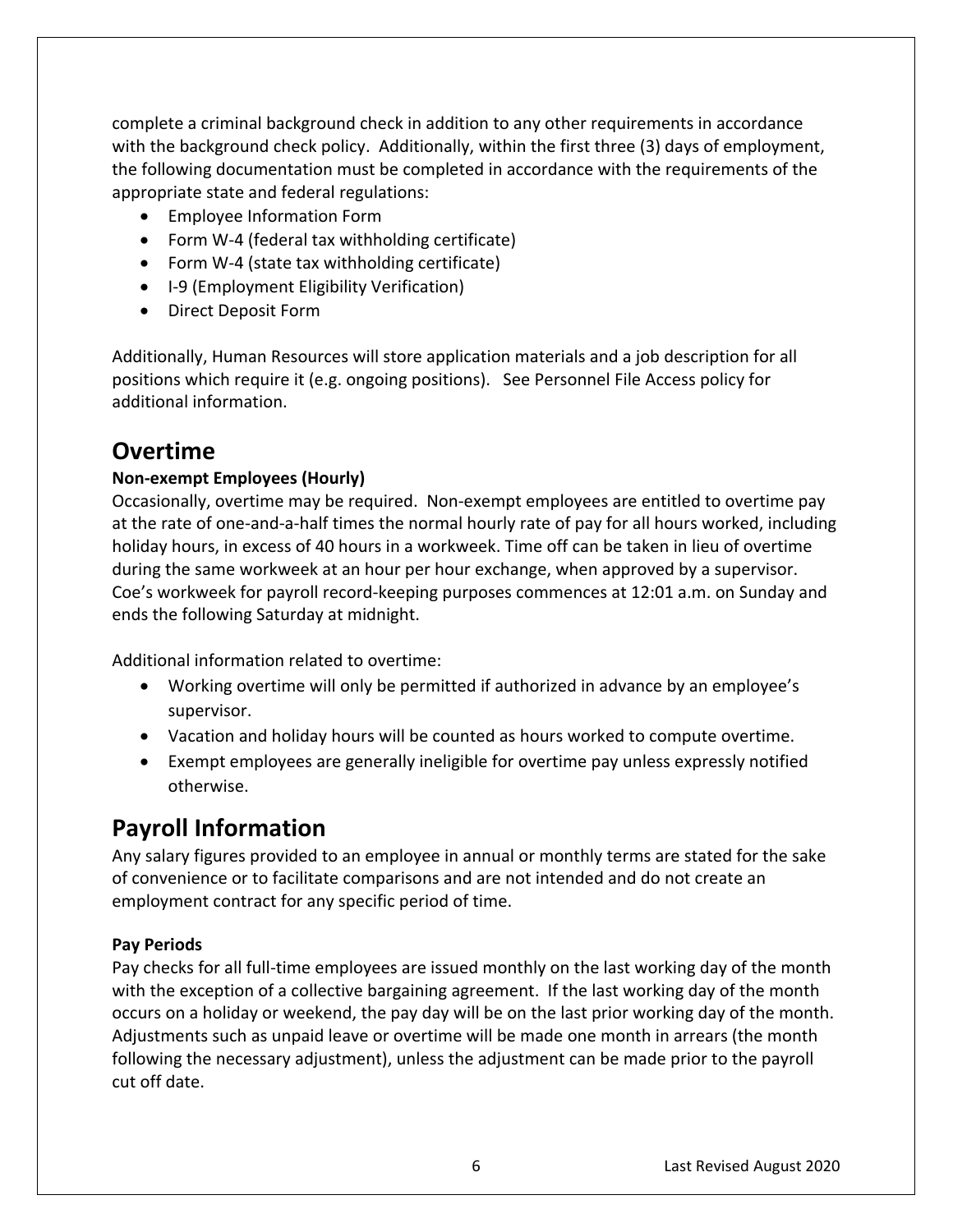complete a criminal background check in addition to any other requirements in accordance with the background check policy. Additionally, within the first three (3) days of employment, the following documentation must be completed in accordance with the requirements of the appropriate state and federal regulations:

- Employee Information Form
- Form W-4 (federal tax withholding certificate)
- Form W-4 (state tax withholding certificate)
- I-9 (Employment Eligibility Verification)
- Direct Deposit Form

Additionally, Human Resources will store application materials and a job description for all positions which require it (e.g. ongoing positions). See Personnel File Access policy for additional information.

# Overtime

**Non-exempt Employees (Hourly)**

Occasionally, overtime may be required. Non-exempt employees are entitled to overtime pay at the rate of one-and-a-half times the normal hourly rate of pay for all hours worked, including holiday hours, in excess of 40 hours in a workweek. Time off can be taken in lieu of overtime during the same workweek at an hour per hour exchange, when approved by a supervisor. Coe's workweek for payroll record-keeping purposes commences at 12:01 a.m. on Sunday and ends the following Saturday at midnight.

Additional information related to overtime:

- Working overtime will only be permitted if authorized in advance by an employee's supervisor.
- Vacation and holiday hours will be counted as hours worked to compute overtime.
- Exempt employees are generally ineligible for overtime pay unless expressly notified otherwise.

# Payroll Information

Any salary figures provided to an employee in annual or monthly terms are stated for the sake of convenience or to facilitate comparisons and are not intended and do not create an employment contract for any specific period of time.

**Pay Periods**

Pay checks for all full-time employees are issued monthly on the last working day of the month with the exception of a collective bargaining agreement. If the last working day of the month occurs on a holiday or weekend, the pay day will be on the last prior working day of the month. Adjustments such as unpaid leave or overtime will be made one month in arrears (the month following the necessary adjustment), unless the adjustment can be made prior to the payroll cut off date.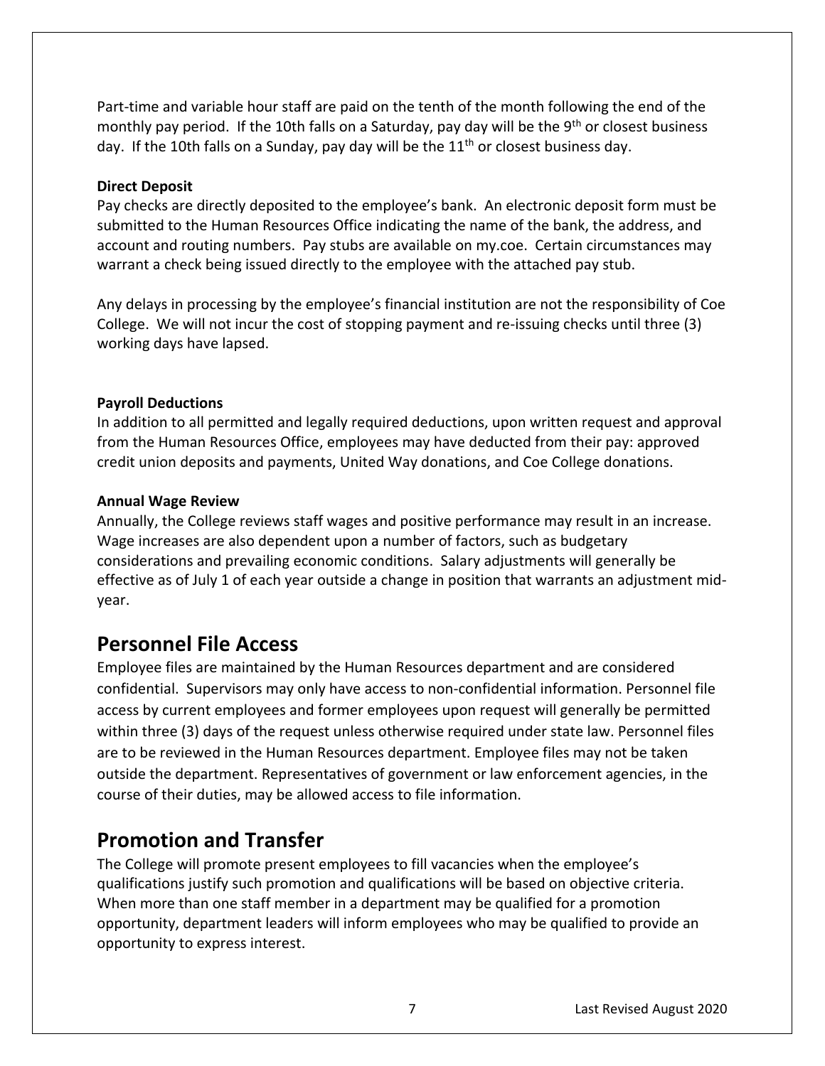Part-time and variable hour staff are paid on the tenth of the month following the end of the monthly pay period. If the 10th falls on a Saturday, pay day will be the 9th or closest business day. If the 10th falls on a Sunday, pay day will be the 11th or closest business day.

**Direct Deposit**

Pay checks are directly deposited to the employee's bank. An electronic deposit form must be submitted to the Human Resources Office indicating the name of the bank, the address, and account and routing numbers. Pay stubs are available on my.coe. Certain circumstances may warrant a check being issued directly to the employee with the attached pay stub.

Any delays in processing by the employee's financial institution are not the responsibility of Coe College. We will not incur the cost of stopping payment and re-issuing checks until three (3) working days have lapsed.

**Payroll Deductions**

In addition to all permitted and legally required deductions, upon written request and approval from the Human Resources Office, employees may have deducted from their pay: approved credit union deposits and payments, United Way donations, and Coe College donations.

**Annual Wage Review**

Annually, the College reviews staff wages and positive performance may result in an increase. Wage increases are also dependent upon a number of factors, such as budgetary considerations and prevailing economic conditions. Salary adjustments will generally be effective as of July 1 of each year outside a change in position that warrants an adjustment mid-year.

## Personnel File Access

Employee files are maintained by the Human Resources department and are considered confidential. Supervisors may only have access to non-confidential information. Personnel file access by current employees and former employees upon request will generally be permitted within three (3) days of the request unless otherwise required under state law. Personnel files are to be reviewed in the Human Resources department. Employee files may not be taken outside the department. Representatives of government or law enforcement agencies, in the course of their duties, may be allowed access to file information.

## Promotion and Transfer

The College will promote present employees to fill vacancies when the employee's qualifications justify such promotion and qualifications will be based on objective criteria. When more than one staff member in a department may be qualified for a promotion opportunity, department leaders will inform employees who may be qualified to provide an opportunity to express interest.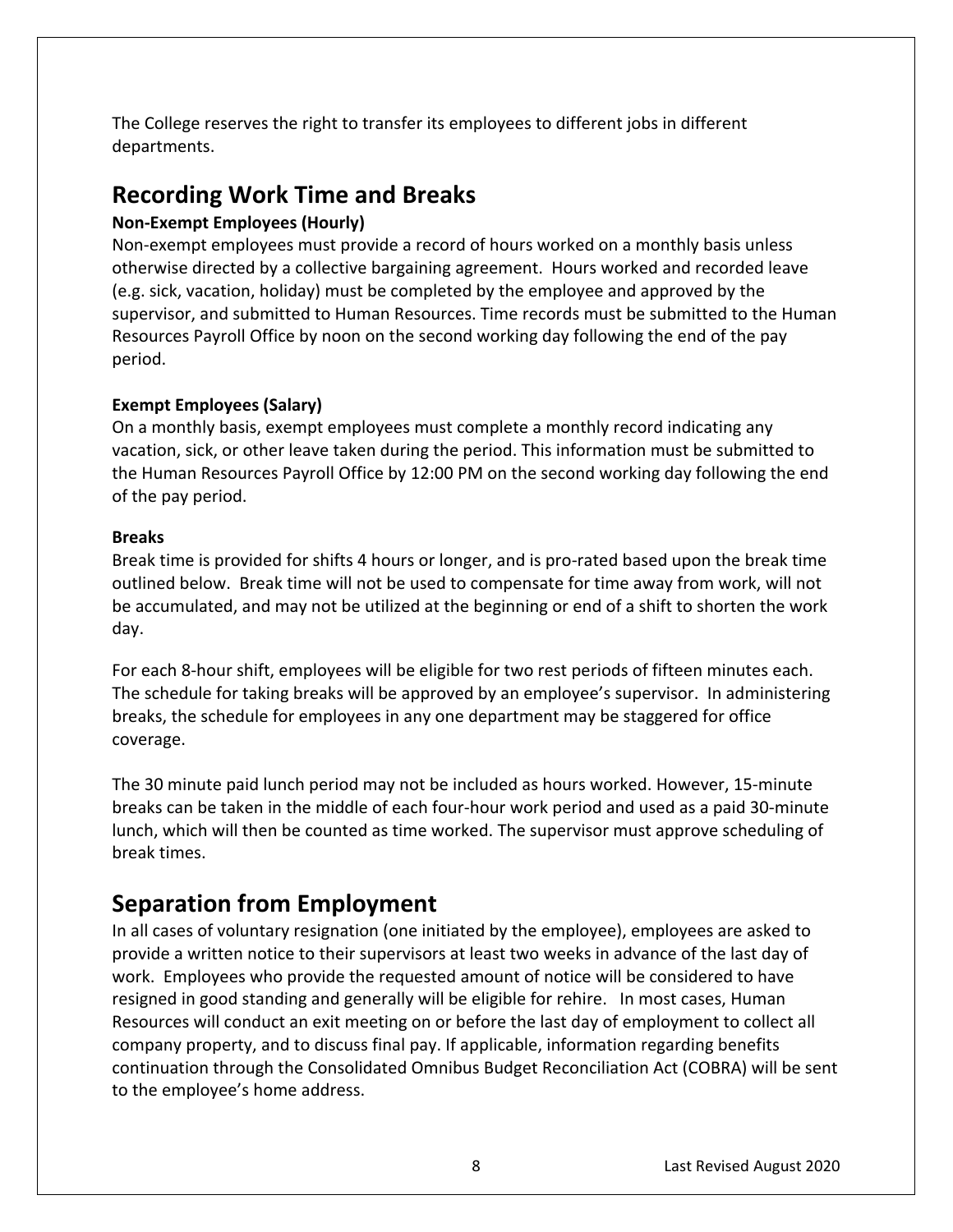The College reserves the right to transfer its employees to different jobs in different departments.

## Recording Work Time and Breaks

**Non-Exempt Employees (Hourly)**

Non-exempt employees must provide a record of hours worked on a monthly basis unless otherwise directed by a collective bargaining agreement. Hours worked and recorded leave (e.g. sick, vacation, holiday) must be completed by the employee and approved by the supervisor, and submitted to Human Resources. Time records must be submitted to the Human Resources Payroll Office by noon on the second working day following the end of the pay period.

**Exempt Employees (Salary)**

On a monthly basis, exempt employees must complete a monthly record indicating any vacation, sick, or other leave taken during the period. This information must be submitted to the Human Resources Payroll Office by 12:00 PM on the second working day following the end of the pay period.

**Breaks**

Break time is provided for shifts 4 hours or longer, and is pro-rated based upon the break time outlined below. Break time will not be used to compensate for time away from work, will not be accumulated, and may not be utilized at the beginning or end of a shift to shorten the work day.

For each 8-hour shift, employees will be eligible for two rest periods of fifteen minutes each. The schedule for taking breaks will be approved by an employee's supervisor. In administering breaks, the schedule for employees in any one department may be staggered for office coverage.

The 30 minute paid lunch period may not be included as hours worked. However, 15-minute breaks can be taken in the middle of each four-hour work period and used as a paid 30-minute lunch, which will then be counted as time worked. The supervisor must approve scheduling of break times.

## Separation from Employment

In all cases of voluntary resignation (one initiated by the employee), employees are asked to provide a written notice to their supervisors at least two weeks in advance of the last day of work. Employees who provide the requested amount of notice will be considered to have resigned in good standing and generally will be eligible for rehire. In most cases, Human Resources will conduct an exit meeting on or before the last day of employment to collect all company property, and to discuss final pay. If applicable, information regarding benefits continuation through the Consolidated Omnibus Budget Reconciliation Act (COBRA) will be sent to the employee's home address.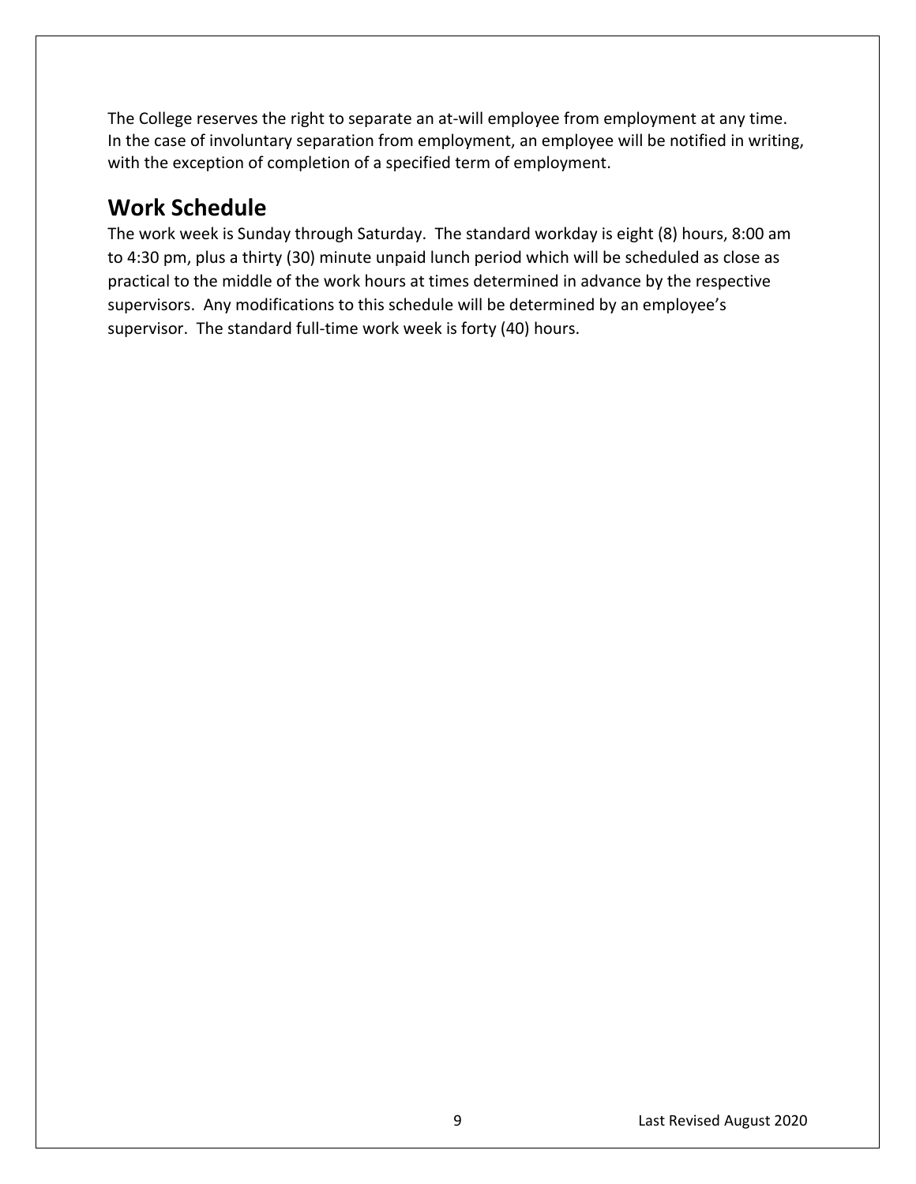The College reserves the right to separate an at-will employee from employment at any time. In the case of involuntary separation from employment, an employee will be notified in writing, with the exception of completion of a specified term of employment.

## Work Schedule

The work week is Sunday through Saturday. The standard workday is eight (8) hours, 8:00 am to 4:30 pm, plus a thirty (30) minute unpaid lunch period which will be scheduled as close as practical to the middle of the work hours at times determined in advance by the respective supervisors. Any modifications to this schedule will be determined by an employee's supervisor. The standard full-time work week is forty (40) hours.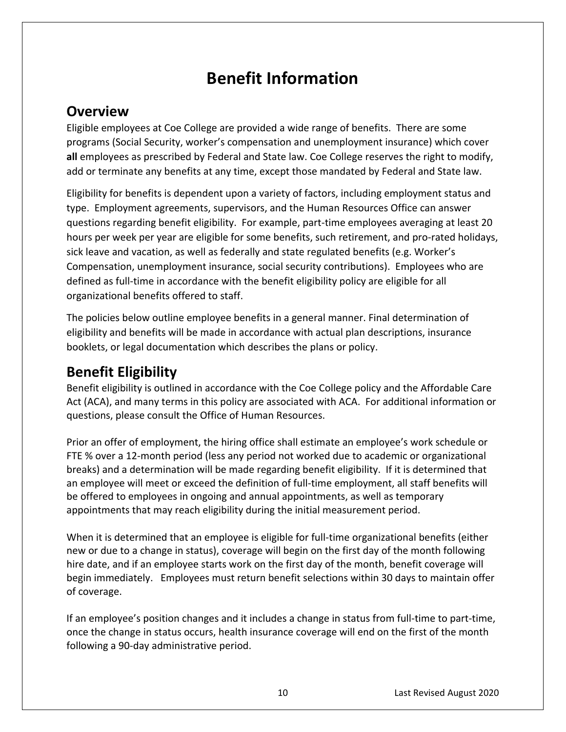# Benefit Information

## Overview

Eligible employees at Coe College are provided a wide range of benefits. There are some programs (Social Security, worker's compensation and unemployment insurance) which cover **all** employees as prescribed by Federal and State law. Coe College reserves the right to modify, add or terminate any benefits at any time, except those mandated by Federal and State law.

Eligibility for benefits is dependent upon a variety of factors, including employment status and type. Employment agreements, supervisors, and the Human Resources Office can answer questions regarding benefit eligibility. For example, part-time employees averaging at least 20 hours per week per year are eligible for some benefits, such retirement, and pro-rated holidays, sick leave and vacation, as well as federally and state regulated benefits (e.g. Worker's Compensation, unemployment insurance, social security contributions). Employees who are defined as full-time in accordance with the benefit eligibility policy are eligible for all organizational benefits offered to staff.

The policies below outline employee benefits in a general manner. Final determination of eligibility and benefits will be made in accordance with actual plan descriptions, insurance booklets, or legal documentation which describes the plans or policy.

## Benefit Eligibility

Benefit eligibility is outlined in accordance with the Coe College policy and the Affordable Care Act (ACA), and many terms in this policy are associated with ACA. For additional information or questions, please consult the Office of Human Resources.

Prior an offer of employment, the hiring office shall estimate an employee's work schedule or FTE % over a 12-month period (less any period not worked due to academic or organizational breaks) and a determination will be made regarding benefit eligibility. If it is determined that an employee will meet or exceed the definition of full-time employment, all staff benefits will be offered to employees in ongoing and annual appointments, as well as temporary appointments that may reach eligibility during the initial measurement period.

When it is determined that an employee is eligible for full-time organizational benefits (either new or due to a change in status), coverage will begin on the first day of the month following hire date, and if an employee starts work on the first day of the month, benefit coverage will begin immediately. Employees must return benefit selections within 30 days to maintain offer of coverage.

If an employee's position changes and it includes a change in status from full-time to part-time, once the change in status occurs, health insurance coverage will end on the first of the month following a 90-day administrative period.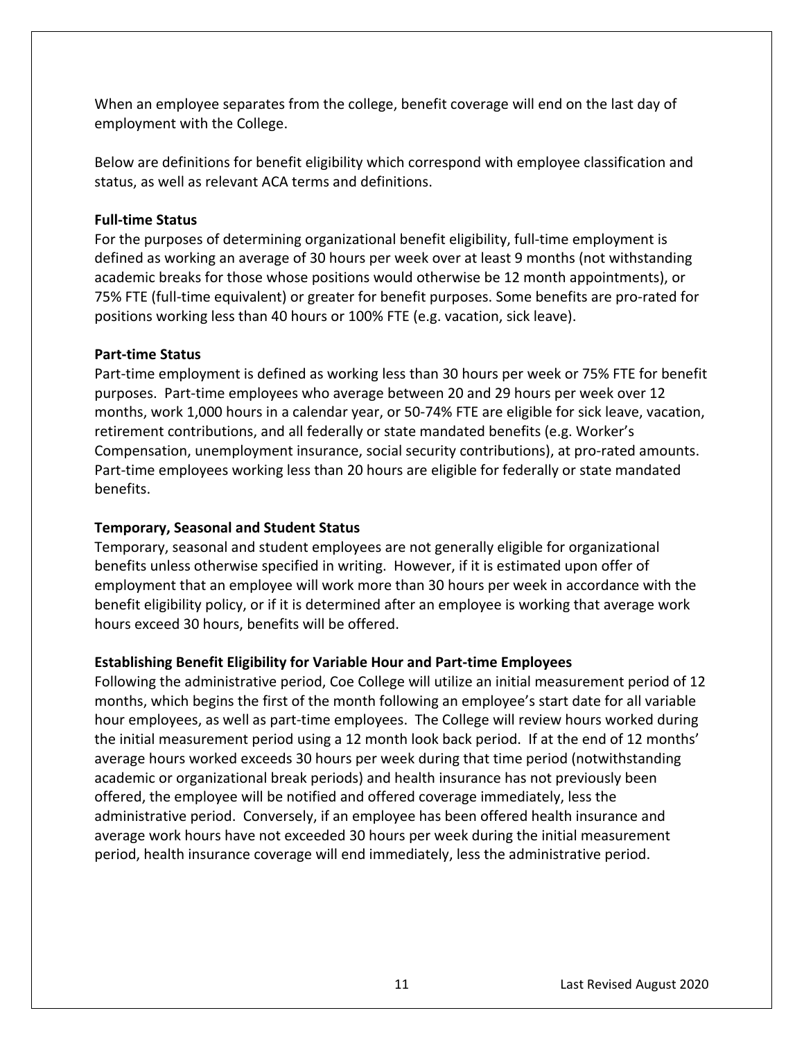When an employee separates from the college, benefit coverage will end on the last day of employment with the College.

Below are definitions for benefit eligibility which correspond with employee classification and status, as well as relevant ACA terms and definitions.

**Full-time Status**

For the purposes of determining organizational benefit eligibility, full-time employment is defined as working an average of 30 hours per week over at least 9 months (not withstanding academic breaks for those whose positions would otherwise be 12 month appointments), or 75% FTE (full-time equivalent) or greater for benefit purposes. Some benefits are pro-rated for positions working less than 40 hours or 100% FTE (e.g. vacation, sick leave).

**Part-time Status**

Part-time employment is defined as working less than 30 hours per week or 75% FTE for benefit purposes. Part-time employees who average between 20 and 29 hours per week over 12 months, work 1,000 hours in a calendar year, or 50-74% FTE are eligible for sick leave, vacation, retirement contributions, and all federally or state mandated benefits (e.g. Worker's Compensation, unemployment insurance, social security contributions), at pro-rated amounts. Part-time employees working less than 20 hours are eligible for federally or state mandated benefits.

**Temporary, Seasonal and Student Status**

Temporary, seasonal and student employees are not generally eligible for organizational benefits unless otherwise specified in writing. However, if it is estimated upon offer of employment that an employee will work more than 30 hours per week in accordance with the benefit eligibility policy, or if it is determined after an employee is working that average work hours exceed 30 hours, benefits will be offered.

**Establishing Benefit Eligibility for Variable Hour and Part-time Employees**

Following the administrative period, Coe College will utilize an initial measurement period of 12 months, which begins the first of the month following an employee's start date for all variable hour employees, as well as part-time employees. The College will review hours worked during the initial measurement period using a 12 month look back period. If at the end of 12 months' average hours worked exceeds 30 hours per week during that time period (notwithstanding academic or organizational break periods) and health insurance has not previously been offered, the employee will be notified and offered coverage immediately, less the administrative period. Conversely, if an employee has been offered health insurance and average work hours have not exceeded 30 hours per week during the initial measurement period, health insurance coverage will end immediately, less the administrative period.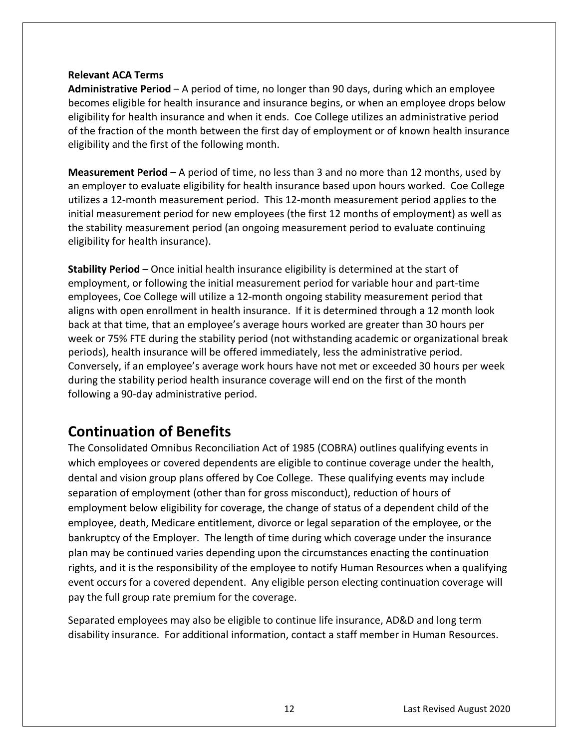**Relevant ACA Terms**

**Administrative Period** – A period of time, no longer than 90 days, during which an employee becomes eligible for health insurance and insurance begins, or when an employee drops below eligibility for health insurance and when it ends. Coe College utilizes an administrative period of the fraction of the month between the first day of employment or of known health insurance eligibility and the first of the following month.

**Measurement Period** – A period of time, no less than 3 and no more than 12 months, used by an employer to evaluate eligibility for health insurance based upon hours worked. Coe College utilizes a 12-month measurement period. This 12-month measurement period applies to the initial measurement period for new employees (the first 12 months of employment) as well as the stability measurement period (an ongoing measurement period to evaluate continuing eligibility for health insurance).

**Stability Period** – Once initial health insurance eligibility is determined at the start of employment, or following the initial measurement period for variable hour and part-time employees, Coe College will utilize a 12-month ongoing stability measurement period that aligns with open enrollment in health insurance. If it is determined through a 12 month look back at that time, that an employee's average hours worked are greater than 30 hours per week or 75% FTE during the stability period (not withstanding academic or organizational break periods), health insurance will be offered immediately, less the administrative period. Conversely, if an employee's average work hours have not met or exceeded 30 hours per week during the stability period health insurance coverage will end on the first of the month following a 90-day administrative period.

## Continuation of Benefits

The Consolidated Omnibus Reconciliation Act of 1985 (COBRA) outlines qualifying events in which employees or covered dependents are eligible to continue coverage under the health, dental and vision group plans offered by Coe College. These qualifying events may include separation of employment (other than for gross misconduct), reduction of hours of employment below eligibility for coverage, the change of status of a dependent child of the employee, death, Medicare entitlement, divorce or legal separation of the employee, or the bankruptcy of the Employer. The length of time during which coverage under the insurance plan may be continued varies depending upon the circumstances enacting the continuation rights, and it is the responsibility of the employee to notify Human Resources when a qualifying event occurs for a covered dependent. Any eligible person electing continuation coverage will pay the full group rate premium for the coverage.

Separated employees may also be eligible to continue life insurance, AD&D and long term disability insurance. For additional information, contact a staff member in Human Resources.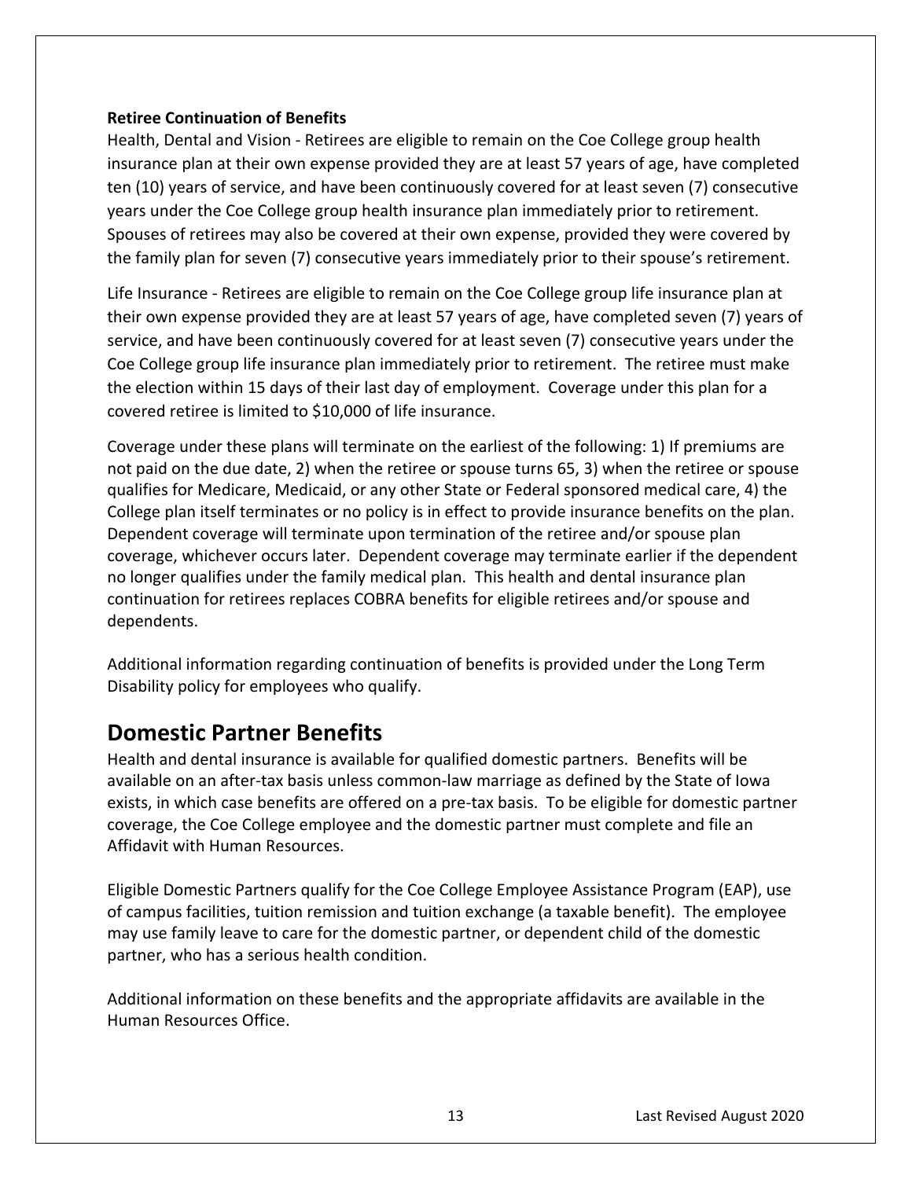**Retiree Continuation of Benefits**

Health, Dental and Vision - Retirees are eligible to remain on the Coe College group health insurance plan at their own expense provided they are at least 57 years of age, have completed ten (10) years of service, and have been continuously covered for at least seven (7) consecutive years under the Coe College group health insurance plan immediately prior to retirement. Spouses of retirees may also be covered at their own expense, provided they were covered by the family plan for seven (7) consecutive years immediately prior to their spouse's retirement.

Life Insurance - Retirees are eligible to remain on the Coe College group life insurance plan at their own expense provided they are at least 57 years of age, have completed seven (7) years of service, and have been continuously covered for at least seven (7) consecutive years under the Coe College group life insurance plan immediately prior to retirement. The retiree must make the election within 15 days of their last day of employment. Coverage under this plan for a covered retiree is limited to $10,000 of life insurance.

Coverage under these plans will terminate on the earliest of the following: 1) If premiums are not paid on the due date, 2) when the retiree or spouse turns 65, 3) when the retiree or spouse qualifies for Medicare, Medicaid, or any other State or Federal sponsored medical care, 4) the College plan itself terminates or no policy is in effect to provide insurance benefits on the plan. Dependent coverage will terminate upon termination of the retiree and/or spouse plan coverage, whichever occurs later. Dependent coverage may terminate earlier if the dependent no longer qualifies under the family medical plan. This health and dental insurance plan continuation for retirees replaces COBRA benefits for eligible retirees and/or spouse and dependents.

Additional information regarding continuation of benefits is provided under the Long Term Disability policy for employees who qualify.

## Domestic Partner Benefits

Health and dental insurance is available for qualified domestic partners. Benefits will be available on an after-tax basis unless common-law marriage as defined by the State of Iowa exists, in which case benefits are offered on a pre-tax basis. To be eligible for domestic partner coverage, the Coe College employee and the domestic partner must complete and file an Affidavit with Human Resources.

Eligible Domestic Partners qualify for the Coe College Employee Assistance Program (EAP), use of campus facilities, tuition remission and tuition exchange (a taxable benefit). The employee may use family leave to care for the domestic partner, or dependent child of the domestic partner, who has a serious health condition.

Additional information on these benefits and the appropriate affidavits are available in the Human Resources Office.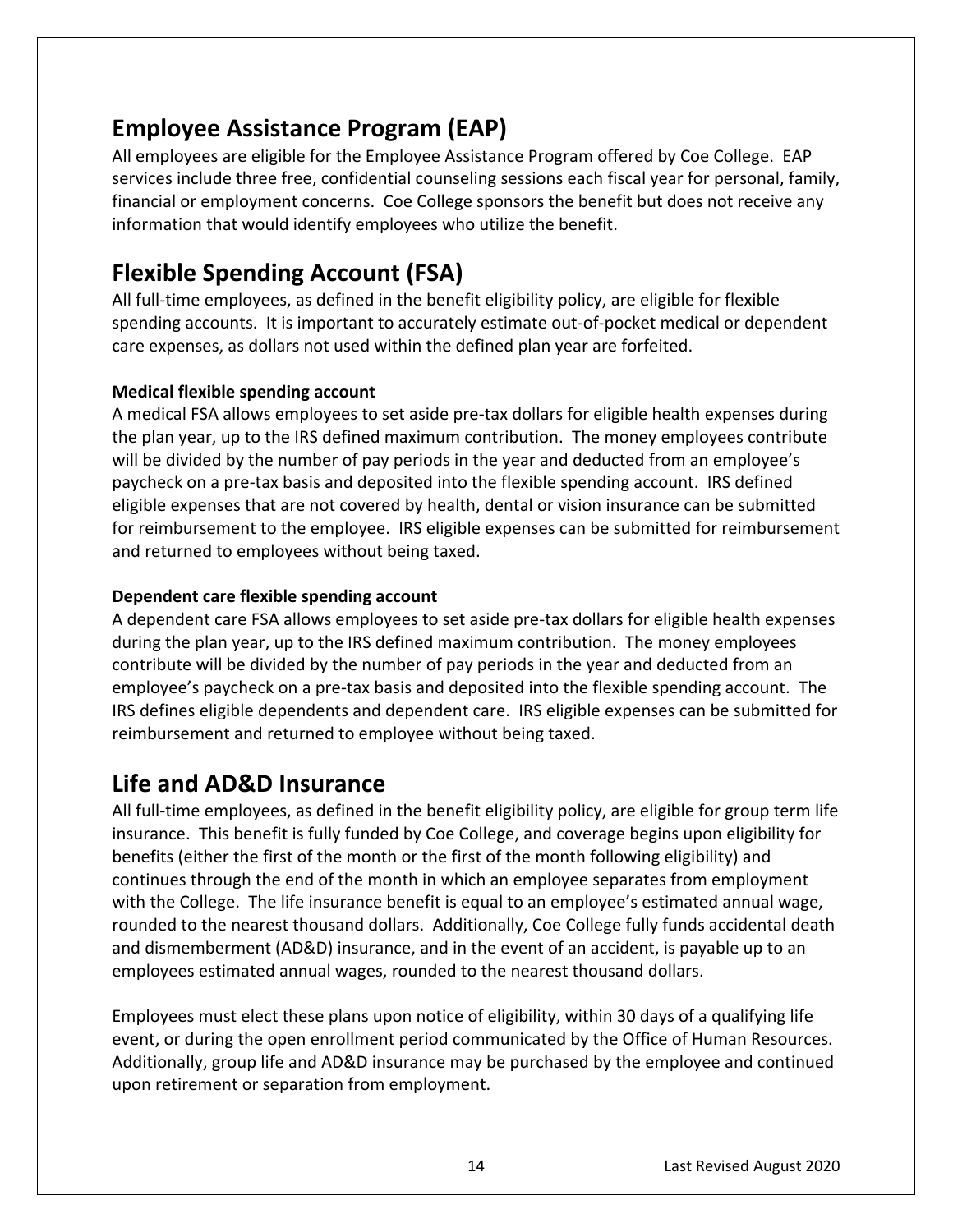## Employee Assistance Program (EAP)

All employees are eligible for the Employee Assistance Program offered by Coe College. EAP services include three free, confidential counseling sessions each fiscal year for personal, family, financial or employment concerns. Coe College sponsors the benefit but does not receive any information that would identify employees who utilize the benefit.

## Flexible Spending Account (FSA)

All full-time employees, as defined in the benefit eligibility policy, are eligible for flexible spending accounts. It is important to accurately estimate out-of-pocket medical or dependent care expenses, as dollars not used within the defined plan year are forfeited.

**Medical flexible spending account**

A medical FSA allows employees to set aside pre-tax dollars for eligible health expenses during the plan year, up to the IRS defined maximum contribution. The money employees contribute will be divided by the number of pay periods in the year and deducted from an employee's paycheck on a pre-tax basis and deposited into the flexible spending account. IRS defined eligible expenses that are not covered by health, dental or vision insurance can be submitted for reimbursement to the employee. IRS eligible expenses can be submitted for reimbursement and returned to employees without being taxed.

**Dependent care flexible spending account**

A dependent care FSA allows employees to set aside pre-tax dollars for eligible health expenses during the plan year, up to the IRS defined maximum contribution. The money employees contribute will be divided by the number of pay periods in the year and deducted from an employee's paycheck on a pre-tax basis and deposited into the flexible spending account. The IRS defines eligible dependents and dependent care. IRS eligible expenses can be submitted for reimbursement and returned to employee without being taxed.

## Life and AD&D Insurance

All full-time employees, as defined in the benefit eligibility policy, are eligible for group term life insurance. This benefit is fully funded by Coe College, and coverage begins upon eligibility for benefits (either the first of the month or the first of the month following eligibility) and continues through the end of the month in which an employee separates from employment with the College. The life insurance benefit is equal to an employee's estimated annual wage, rounded to the nearest thousand dollars. Additionally, Coe College fully funds accidental death and dismemberment (AD&D) insurance, and in the event of an accident, is payable up to an employees estimated annual wages, rounded to the nearest thousand dollars.

Employees must elect these plans upon notice of eligibility, within 30 days of a qualifying life event, or during the open enrollment period communicated by the Office of Human Resources. Additionally, group life and AD&D insurance may be purchased by the employee and continued upon retirement or separation from employment.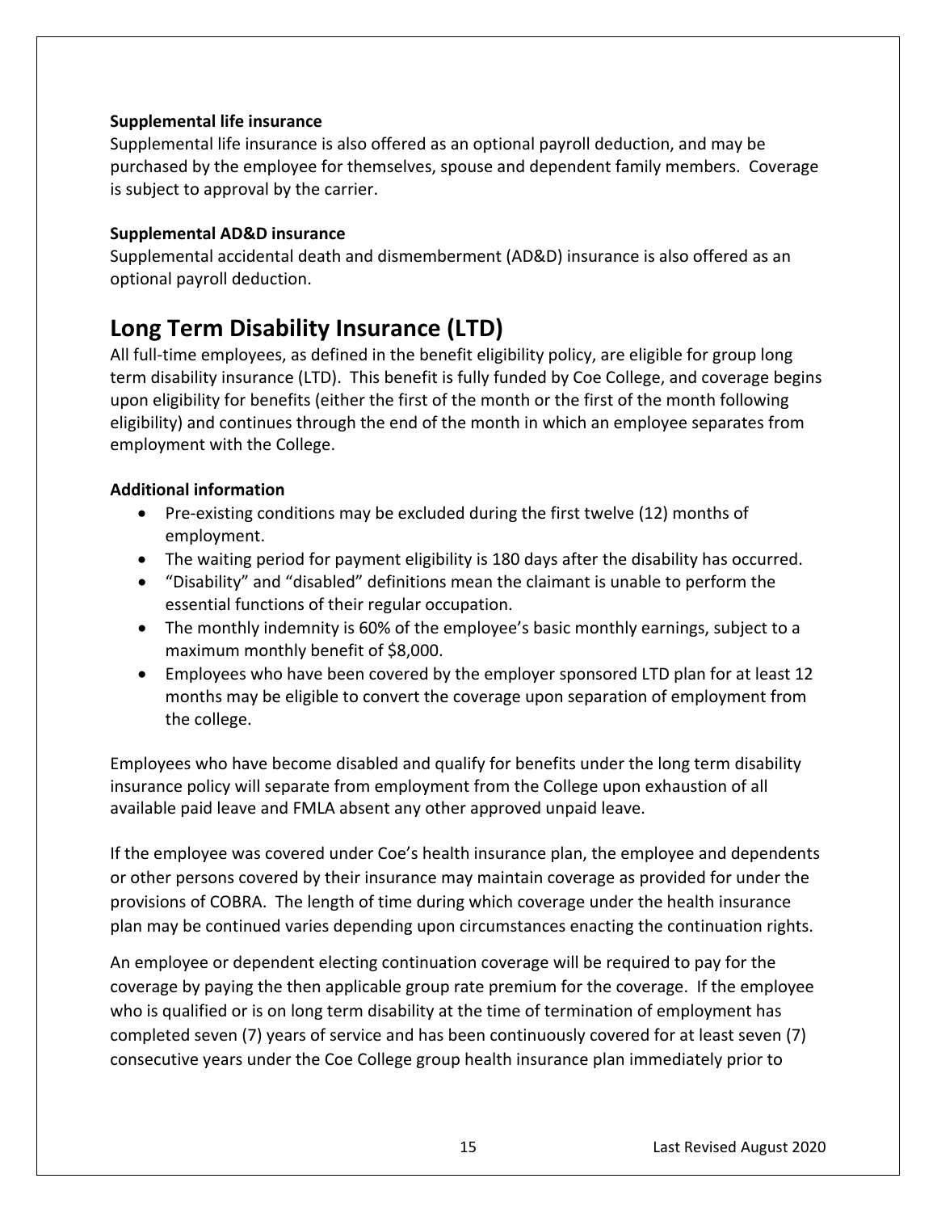### Supplemental life insurance

Supplemental life insurance is also offered as an optional payroll deduction, and may be purchased by the employee for themselves, spouse and dependent family members. Coverage is subject to approval by the carrier.

### Supplemental AD&D insurance

Supplemental accidental death and dismemberment (AD&D) insurance is also offered as an optional payroll deduction.

## Long Term Disability Insurance (LTD)

All full-time employees, as defined in the benefit eligibility policy, are eligible for group long term disability insurance (LTD). This benefit is fully funded by Coe College, and coverage begins upon eligibility for benefits (either the first of the month or the first of the month following eligibility) and continues through the end of the month in which an employee separates from employment with the College.

### Additional information

- Pre-existing conditions may be excluded during the first twelve (12) months of employment.
- The waiting period for payment eligibility is 180 days after the disability has occurred.
- "Disability" and "disabled" definitions mean the claimant is unable to perform the essential functions of their regular occupation.
- The monthly indemnity is 60% of the employee's basic monthly earnings, subject to a maximum monthly benefit of $8,000.
- Employees who have been covered by the employer sponsored LTD plan for at least 12 months may be eligible to convert the coverage upon separation of employment from the college.

Employees who have become disabled and qualify for benefits under the long term disability insurance policy will separate from employment from the College upon exhaustion of all available paid leave and FMLA absent any other approved unpaid leave.

If the employee was covered under Coe's health insurance plan, the employee and dependents or other persons covered by their insurance may maintain coverage as provided for under the provisions of COBRA. The length of time during which coverage under the health insurance plan may be continued varies depending upon circumstances enacting the continuation rights.

An employee or dependent electing continuation coverage will be required to pay for the coverage by paying the then applicable group rate premium for the coverage. If the employee who is qualified or is on long term disability at the time of termination of employment has completed seven (7) years of service and has been continuously covered for at least seven (7) consecutive years under the Coe College group health insurance plan immediately prior to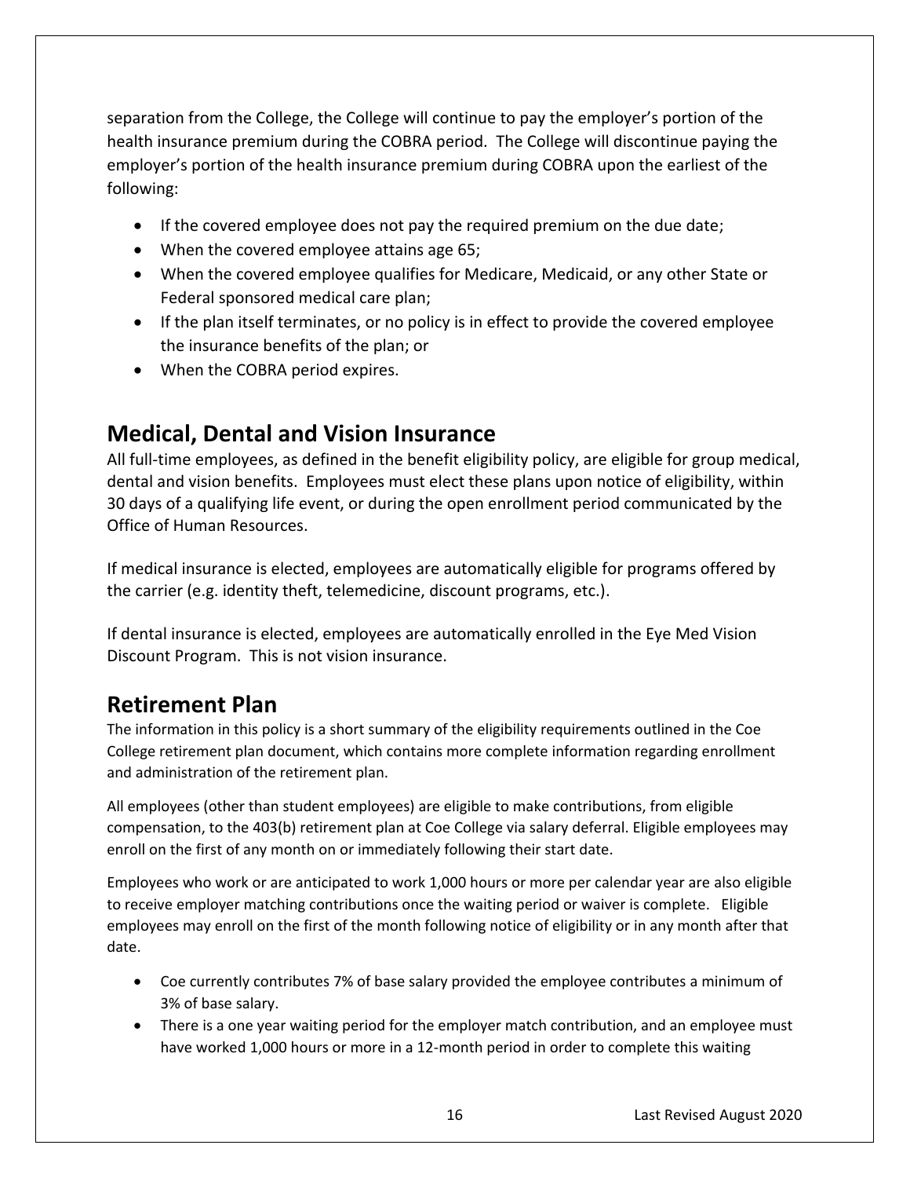separation from the College, the College will continue to pay the employer's portion of the health insurance premium during the COBRA period. The College will discontinue paying the employer's portion of the health insurance premium during COBRA upon the earliest of the following:

- If the covered employee does not pay the required premium on the due date;
- When the covered employee attains age 65;
- When the covered employee qualifies for Medicare, Medicaid, or any other State or Federal sponsored medical care plan;
- If the plan itself terminates, or no policy is in effect to provide the covered employee the insurance benefits of the plan; or
- When the COBRA period expires.

## Medical, Dental and Vision Insurance

All full-time employees, as defined in the benefit eligibility policy, are eligible for group medical, dental and vision benefits. Employees must elect these plans upon notice of eligibility, within 30 days of a qualifying life event, or during the open enrollment period communicated by the Office of Human Resources.

If medical insurance is elected, employees are automatically eligible for programs offered by the carrier (e.g. identity theft, telemedicine, discount programs, etc.).

If dental insurance is elected, employees are automatically enrolled in the Eye Med Vision Discount Program. This is not vision insurance.

## Retirement Plan

The information in this policy is a short summary of the eligibility requirements outlined in the Coe College retirement plan document, which contains more complete information regarding enrollment and administration of the retirement plan.

All employees (other than student employees) are eligible to make contributions, from eligible compensation, to the 403(b) retirement plan at Coe College via salary deferral. Eligible employees may enroll on the first of any month on or immediately following their start date.

Employees who work or are anticipated to work 1,000 hours or more per calendar year are also eligible to receive employer matching contributions once the waiting period or waiver is complete. Eligible employees may enroll on the first of the month following notice of eligibility or in any month after that date.

- Coe currently contributes 7% of base salary provided the employee contributes a minimum of 3% of base salary.
- There is a one year waiting period for the employer match contribution, and an employee must have worked 1,000 hours or more in a 12-month period in order to complete this waiting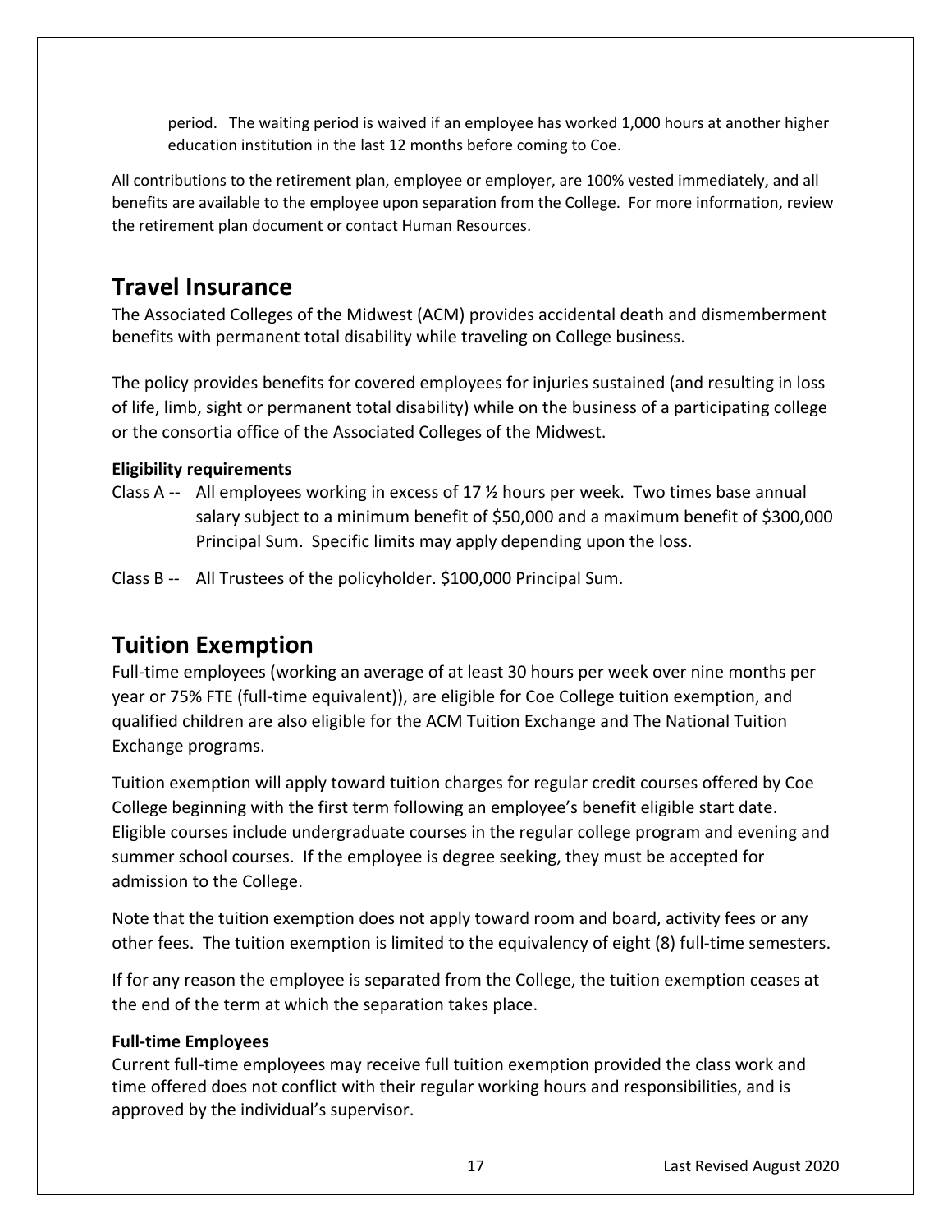period. The waiting period is waived if an employee has worked 1,000 hours at another higher education institution in the last 12 months before coming to Coe.

All contributions to the retirement plan, employee or employer, are 100% vested immediately, and all benefits are available to the employee upon separation from the College. For more information, review the retirement plan document or contact Human Resources.

## Travel Insurance

The Associated Colleges of the Midwest (ACM) provides accidental death and dismemberment benefits with permanent total disability while traveling on College business.

The policy provides benefits for covered employees for injuries sustained (and resulting in loss of life, limb, sight or permanent total disability) while on the business of a participating college or the consortia office of the Associated Colleges of the Midwest.

**Eligibility requirements**

Class A -- All employees working in excess of 17 ½ hours per week. Two times base annual salary subject to a minimum benefit of $50,000 and a maximum benefit of $300,000 Principal Sum. Specific limits may apply depending upon the loss.

Class B -- All Trustees of the policyholder. $100,000 Principal Sum.

## Tuition Exemption

Full-time employees (working an average of at least 30 hours per week over nine months per year or 75% FTE (full-time equivalent)), are eligible for Coe College tuition exemption, and qualified children are also eligible for the ACM Tuition Exchange and The National Tuition Exchange programs.

Tuition exemption will apply toward tuition charges for regular credit courses offered by Coe College beginning with the first term following an employee's benefit eligible start date. Eligible courses include undergraduate courses in the regular college program and evening and summer school courses. If the employee is degree seeking, they must be accepted for admission to the College.

Note that the tuition exemption does not apply toward room and board, activity fees or any other fees. The tuition exemption is limited to the equivalency of eight (8) full-time semesters.

If for any reason the employee is separated from the College, the tuition exemption ceases at the end of the term at which the separation takes place.

**Full-time Employees**

Current full-time employees may receive full tuition exemption provided the class work and time offered does not conflict with their regular working hours and responsibilities, and is approved by the individual's supervisor.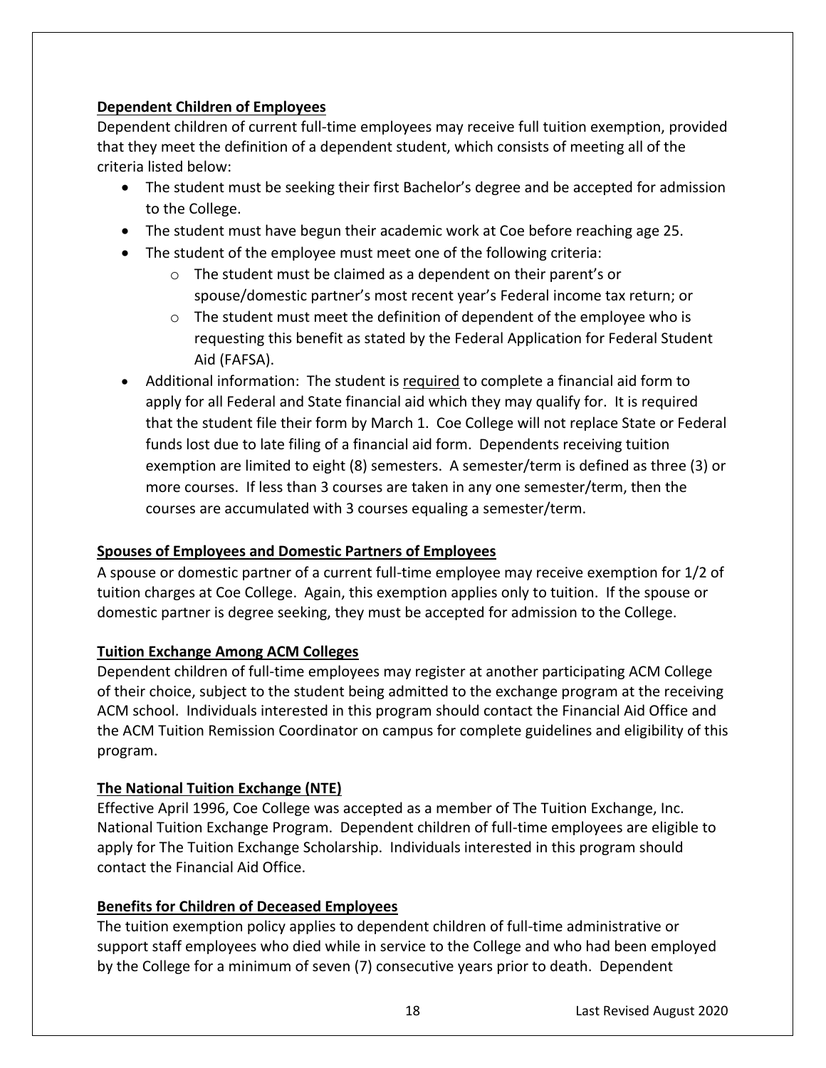**Dependent Children of Employees**

Dependent children of current full-time employees may receive full tuition exemption, provided that they meet the definition of a dependent student, which consists of meeting all of the criteria listed below:

- The student must be seeking their first Bachelor's degree and be accepted for admission to the College.
- The student must have begun their academic work at Coe before reaching age 25.
- The student of the employee must meet one of the following criteria:
  - The student must be claimed as a dependent on their parent's or spouse/domestic partner's most recent year's Federal income tax return; or
  - The student must meet the definition of dependent of the employee who is requesting this benefit as stated by the Federal Application for Federal Student Aid (FAFSA).
- Additional information: The student is required to complete a financial aid form to apply for all Federal and State financial aid which they may qualify for. It is required that the student file their form by March 1. Coe College will not replace State or Federal funds lost due to late filing of a financial aid form. Dependents receiving tuition exemption are limited to eight (8) semesters. A semester/term is defined as three (3) or more courses. If less than 3 courses are taken in any one semester/term, then the courses are accumulated with 3 courses equaling a semester/term.

**Spouses of Employees and Domestic Partners of Employees**

A spouse or domestic partner of a current full-time employee may receive exemption for 1/2 of tuition charges at Coe College. Again, this exemption applies only to tuition. If the spouse or domestic partner is degree seeking, they must be accepted for admission to the College.

**Tuition Exchange Among ACM Colleges**

Dependent children of full-time employees may register at another participating ACM College of their choice, subject to the student being admitted to the exchange program at the receiving ACM school. Individuals interested in this program should contact the Financial Aid Office and the ACM Tuition Remission Coordinator on campus for complete guidelines and eligibility of this program.

**The National Tuition Exchange (NTE)**

Effective April 1996, Coe College was accepted as a member of The Tuition Exchange, Inc. National Tuition Exchange Program. Dependent children of full-time employees are eligible to apply for The Tuition Exchange Scholarship. Individuals interested in this program should contact the Financial Aid Office.

**Benefits for Children of Deceased Employees**

The tuition exemption policy applies to dependent children of full-time administrative or support staff employees who died while in service to the College and who had been employed by the College for a minimum of seven (7) consecutive years prior to death. Dependent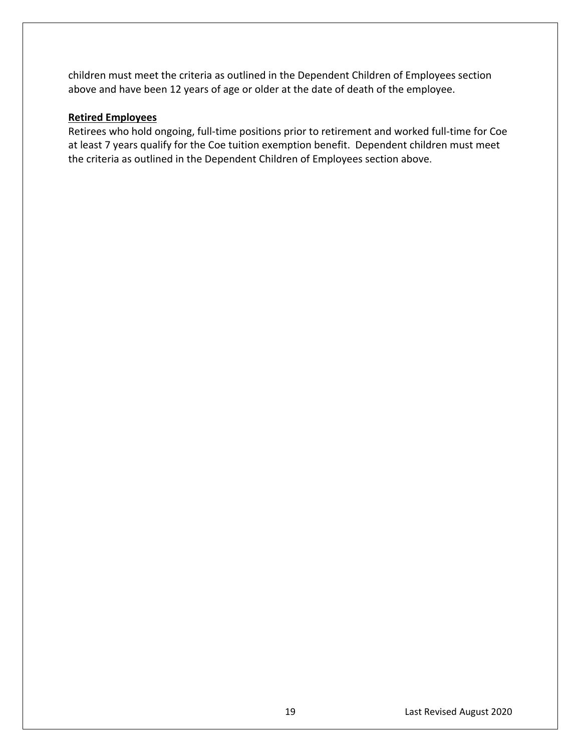children must meet the criteria as outlined in the Dependent Children of Employees section above and have been 12 years of age or older at the date of death of the employee.

**Retired Employees**

Retirees who hold ongoing, full-time positions prior to retirement and worked full-time for Coe at least 7 years qualify for the Coe tuition exemption benefit. Dependent children must meet the criteria as outlined in the Dependent Children of Employees section above.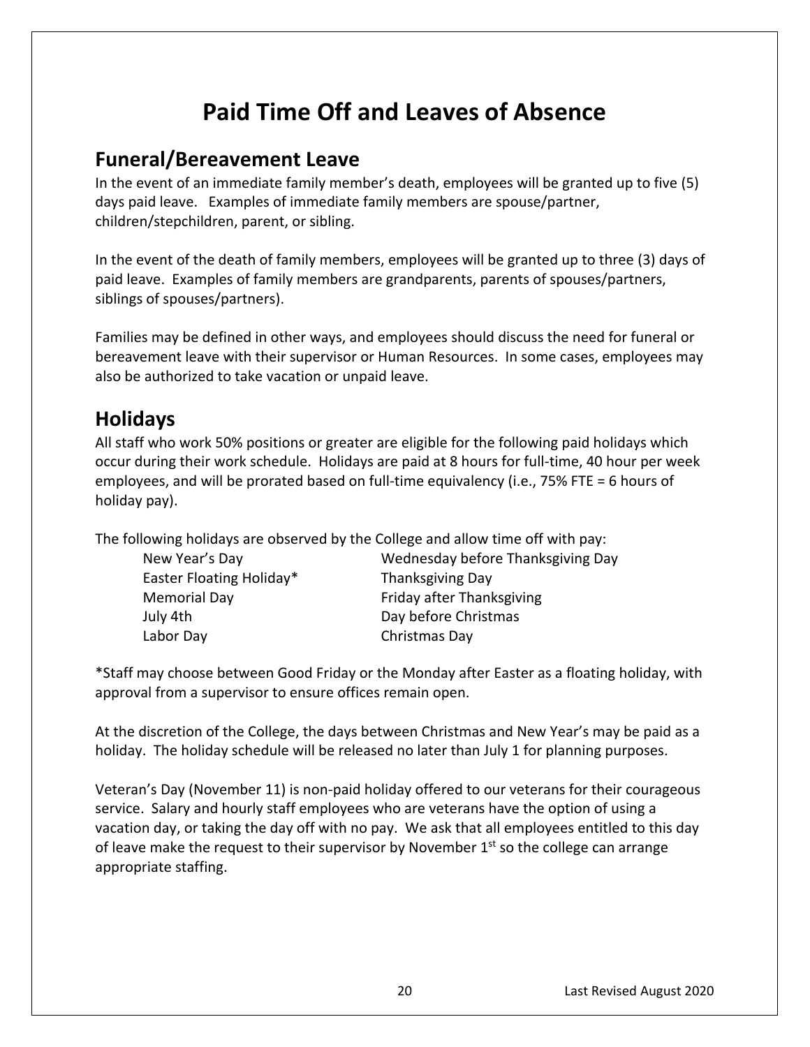# Paid Time Off and Leaves of Absence

## Funeral/Bereavement Leave

In the event of an immediate family member's death, employees will be granted up to five (5) days paid leave. Examples of immediate family members are spouse/partner, children/stepchildren, parent, or sibling.

In the event of the death of family members, employees will be granted up to three (3) days of paid leave. Examples of family members are grandparents, parents of spouses/partners, siblings of spouses/partners).

Families may be defined in other ways, and employees should discuss the need for funeral or bereavement leave with their supervisor or Human Resources. In some cases, employees may also be authorized to take vacation or unpaid leave.

## Holidays

All staff who work 50% positions or greater are eligible for the following paid holidays which occur during their work schedule. Holidays are paid at 8 hours for full-time, 40 hour per week employees, and will be prorated based on full-time equivalency (i.e., 75% FTE = 6 hours of holiday pay).

The following holidays are observed by the College and allow time off with pay:

- New Year's Day
- Easter Floating Holiday*
- Memorial Day
- July 4th
- Labor Day
- Wednesday before Thanksgiving Day
- Thanksgiving Day
- Friday after Thanksgiving
- Day before Christmas
- Christmas Day

*Staff may choose between Good Friday or the Monday after Easter as a floating holiday, with approval from a supervisor to ensure offices remain open.

At the discretion of the College, the days between Christmas and New Year's may be paid as a holiday. The holiday schedule will be released no later than July 1 for planning purposes.

Veteran's Day (November 11) is non-paid holiday offered to our veterans for their courageous service. Salary and hourly staff employees who are veterans have the option of using a vacation day, or taking the day off with no pay. We ask that all employees entitled to this day of leave make the request to their supervisor by November 1st so the college can arrange appropriate staffing.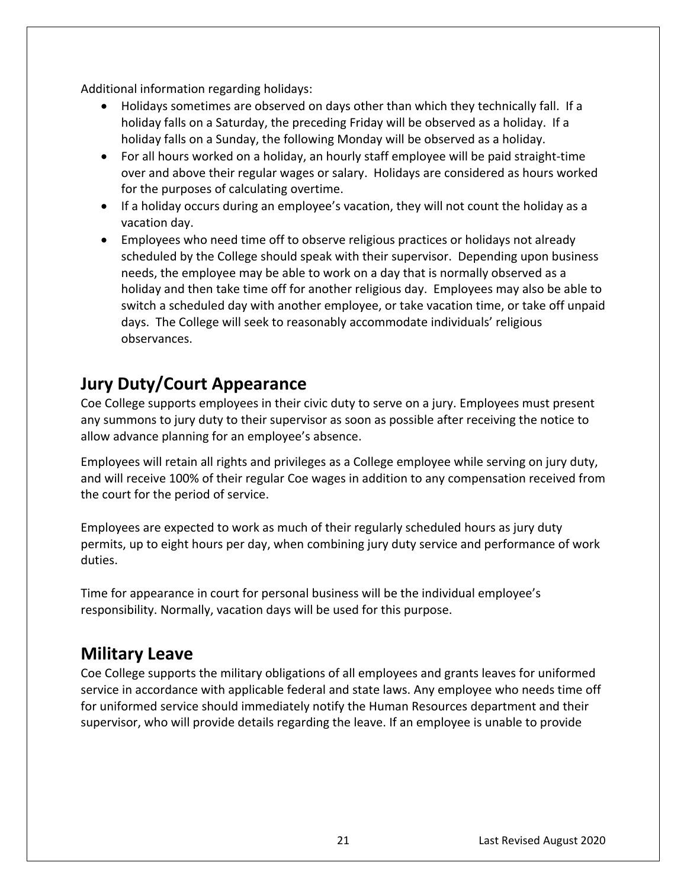Additional information regarding holidays:

- Holidays sometimes are observed on days other than which they technically fall. If a holiday falls on a Saturday, the preceding Friday will be observed as a holiday. If a holiday falls on a Sunday, the following Monday will be observed as a holiday.
- For all hours worked on a holiday, an hourly staff employee will be paid straight-time over and above their regular wages or salary. Holidays are considered as hours worked for the purposes of calculating overtime.
- If a holiday occurs during an employee's vacation, they will not count the holiday as a vacation day.
- Employees who need time off to observe religious practices or holidays not already scheduled by the College should speak with their supervisor. Depending upon business needs, the employee may be able to work on a day that is normally observed as a holiday and then take time off for another religious day. Employees may also be able to switch a scheduled day with another employee, or take vacation time, or take off unpaid days. The College will seek to reasonably accommodate individuals' religious observances.

## Jury Duty/Court Appearance

Coe College supports employees in their civic duty to serve on a jury. Employees must present any summons to jury duty to their supervisor as soon as possible after receiving the notice to allow advance planning for an employee's absence.

Employees will retain all rights and privileges as a College employee while serving on jury duty, and will receive 100% of their regular Coe wages in addition to any compensation received from the court for the period of service.

Employees are expected to work as much of their regularly scheduled hours as jury duty permits, up to eight hours per day, when combining jury duty service and performance of work duties.

Time for appearance in court for personal business will be the individual employee's responsibility. Normally, vacation days will be used for this purpose.

## Military Leave

Coe College supports the military obligations of all employees and grants leaves for uniformed service in accordance with applicable federal and state laws. Any employee who needs time off for uniformed service should immediately notify the Human Resources department and their supervisor, who will provide details regarding the leave. If an employee is unable to provide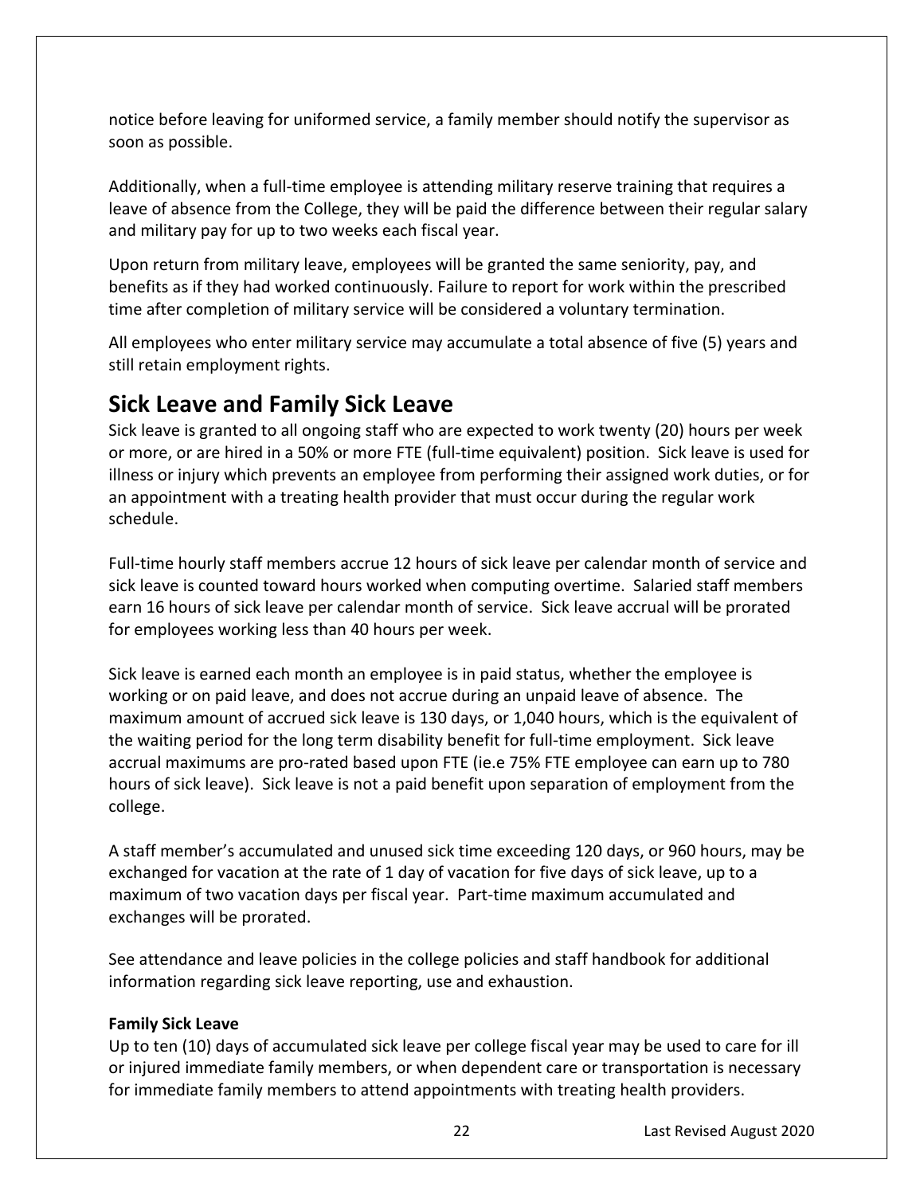notice before leaving for uniformed service, a family member should notify the supervisor as soon as possible.

Additionally, when a full-time employee is attending military reserve training that requires a leave of absence from the College, they will be paid the difference between their regular salary and military pay for up to two weeks each fiscal year.

Upon return from military leave, employees will be granted the same seniority, pay, and benefits as if they had worked continuously. Failure to report for work within the prescribed time after completion of military service will be considered a voluntary termination.

All employees who enter military service may accumulate a total absence of five (5) years and still retain employment rights.

## Sick Leave and Family Sick Leave

Sick leave is granted to all ongoing staff who are expected to work twenty (20) hours per week or more, or are hired in a 50% or more FTE (full-time equivalent) position. Sick leave is used for illness or injury which prevents an employee from performing their assigned work duties, or for an appointment with a treating health provider that must occur during the regular work schedule.

Full-time hourly staff members accrue 12 hours of sick leave per calendar month of service and sick leave is counted toward hours worked when computing overtime. Salaried staff members earn 16 hours of sick leave per calendar month of service. Sick leave accrual will be prorated for employees working less than 40 hours per week.

Sick leave is earned each month an employee is in paid status, whether the employee is working or on paid leave, and does not accrue during an unpaid leave of absence. The maximum amount of accrued sick leave is 130 days, or 1,040 hours, which is the equivalent of the waiting period for the long term disability benefit for full-time employment. Sick leave accrual maximums are pro-rated based upon FTE (ie.e 75% FTE employee can earn up to 780 hours of sick leave). Sick leave is not a paid benefit upon separation of employment from the college.

A staff member's accumulated and unused sick time exceeding 120 days, or 960 hours, may be exchanged for vacation at the rate of 1 day of vacation for five days of sick leave, up to a maximum of two vacation days per fiscal year. Part-time maximum accumulated and exchanges will be prorated.

See attendance and leave policies in the college policies and staff handbook for additional information regarding sick leave reporting, use and exhaustion.

**Family Sick Leave**

Up to ten (10) days of accumulated sick leave per college fiscal year may be used to care for ill or injured immediate family members, or when dependent care or transportation is necessary for immediate family members to attend appointments with treating health providers.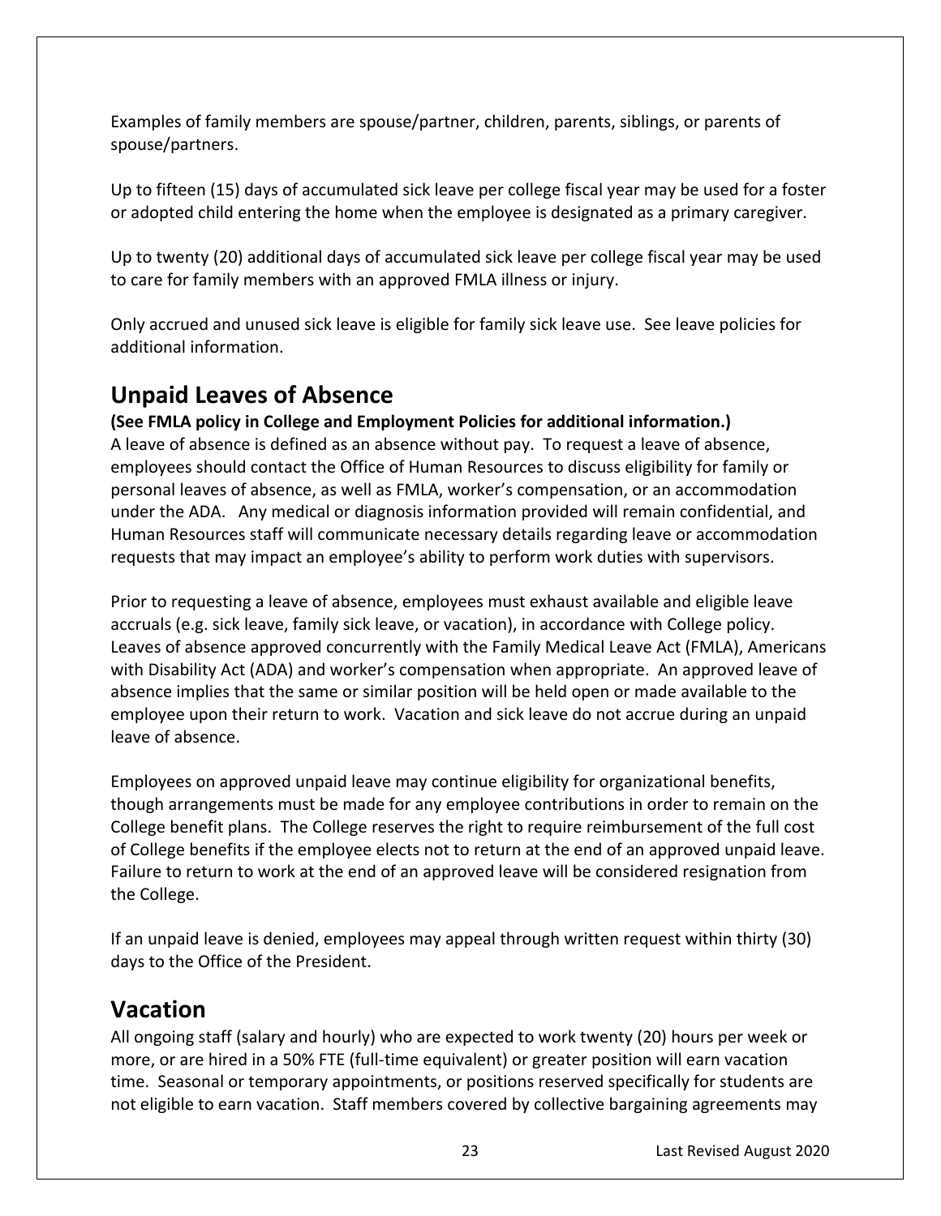Examples of family members are spouse/partner, children, parents, siblings, or parents of spouse/partners.

Up to fifteen (15) days of accumulated sick leave per college fiscal year may be used for a foster or adopted child entering the home when the employee is designated as a primary caregiver.

Up to twenty (20) additional days of accumulated sick leave per college fiscal year may be used to care for family members with an approved FMLA illness or injury.

Only accrued and unused sick leave is eligible for family sick leave use. See leave policies for additional information.

## Unpaid Leaves of Absence

**(See FMLA policy in College and Employment Policies for additional information.)**
A leave of absence is defined as an absence without pay. To request a leave of absence, employees should contact the Office of Human Resources to discuss eligibility for family or personal leaves of absence, as well as FMLA, worker's compensation, or an accommodation under the ADA. Any medical or diagnosis information provided will remain confidential, and Human Resources staff will communicate necessary details regarding leave or accommodation requests that may impact an employee's ability to perform work duties with supervisors.

Prior to requesting a leave of absence, employees must exhaust available and eligible leave accruals (e.g. sick leave, family sick leave, or vacation), in accordance with College policy. Leaves of absence approved concurrently with the Family Medical Leave Act (FMLA), Americans with Disability Act (ADA) and worker's compensation when appropriate. An approved leave of absence implies that the same or similar position will be held open or made available to the employee upon their return to work. Vacation and sick leave do not accrue during an unpaid leave of absence.

Employees on approved unpaid leave may continue eligibility for organizational benefits, though arrangements must be made for any employee contributions in order to remain on the College benefit plans. The College reserves the right to require reimbursement of the full cost of College benefits if the employee elects not to return at the end of an approved unpaid leave. Failure to return to work at the end of an approved leave will be considered resignation from the College.

If an unpaid leave is denied, employees may appeal through written request within thirty (30) days to the Office of the President.

## Vacation

All ongoing staff (salary and hourly) who are expected to work twenty (20) hours per week or more, or are hired in a 50% FTE (full-time equivalent) or greater position will earn vacation time. Seasonal or temporary appointments, or positions reserved specifically for students are not eligible to earn vacation. Staff members covered by collective bargaining agreements may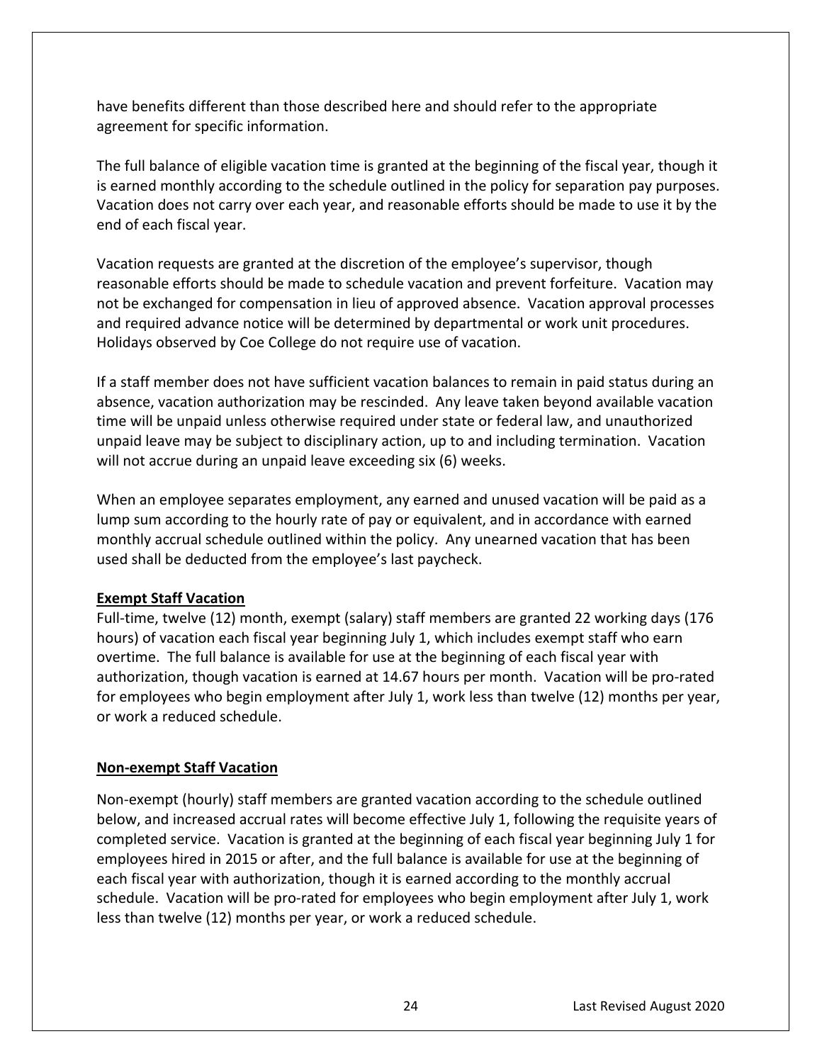have benefits different than those described here and should refer to the appropriate agreement for specific information.

The full balance of eligible vacation time is granted at the beginning of the fiscal year, though it is earned monthly according to the schedule outlined in the policy for separation pay purposes. Vacation does not carry over each year, and reasonable efforts should be made to use it by the end of each fiscal year.

Vacation requests are granted at the discretion of the employee's supervisor, though reasonable efforts should be made to schedule vacation and prevent forfeiture. Vacation may not be exchanged for compensation in lieu of approved absence. Vacation approval processes and required advance notice will be determined by departmental or work unit procedures. Holidays observed by Coe College do not require use of vacation.

If a staff member does not have sufficient vacation balances to remain in paid status during an absence, vacation authorization may be rescinded. Any leave taken beyond available vacation time will be unpaid unless otherwise required under state or federal law, and unauthorized unpaid leave may be subject to disciplinary action, up to and including termination. Vacation will not accrue during an unpaid leave exceeding six (6) weeks.

When an employee separates employment, any earned and unused vacation will be paid as a lump sum according to the hourly rate of pay or equivalent, and in accordance with earned monthly accrual schedule outlined within the policy. Any unearned vacation that has been used shall be deducted from the employee's last paycheck.

**Exempt Staff Vacation**

Full-time, twelve (12) month, exempt (salary) staff members are granted 22 working days (176 hours) of vacation each fiscal year beginning July 1, which includes exempt staff who earn overtime. The full balance is available for use at the beginning of each fiscal year with authorization, though vacation is earned at 14.67 hours per month. Vacation will be pro-rated for employees who begin employment after July 1, work less than twelve (12) months per year, or work a reduced schedule.

**Non-exempt Staff Vacation**

Non-exempt (hourly) staff members are granted vacation according to the schedule outlined below, and increased accrual rates will become effective July 1, following the requisite years of completed service. Vacation is granted at the beginning of each fiscal year beginning July 1 for employees hired in 2015 or after, and the full balance is available for use at the beginning of each fiscal year with authorization, though it is earned according to the monthly accrual schedule. Vacation will be pro-rated for employees who begin employment after July 1, work less than twelve (12) months per year, or work a reduced schedule.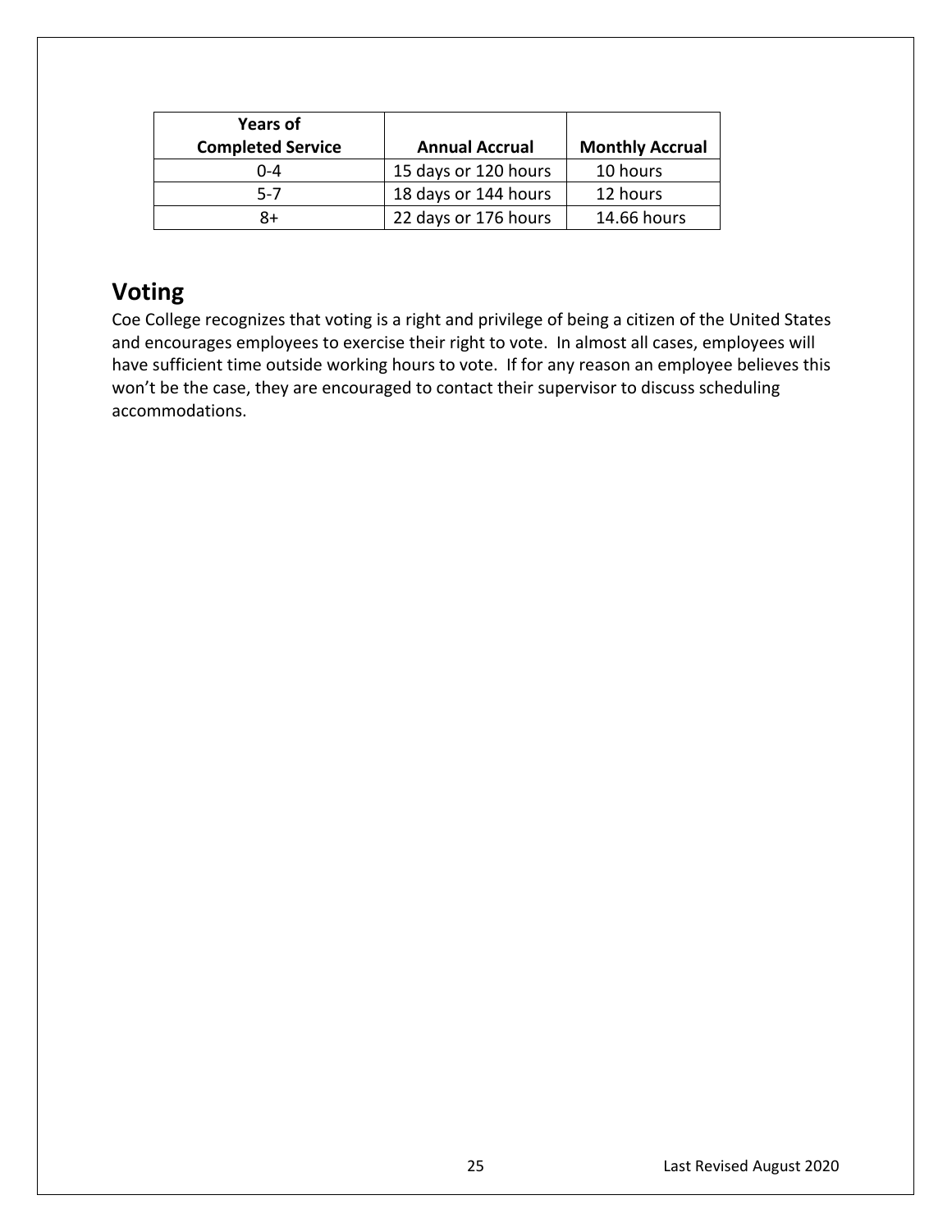| Years of Completed Service | Annual Accrual | Monthly Accrual |
|---|---|---|
| 0-4 | 15 days or 120 hours | 10 hours |
| 5-7 | 18 days or 144 hours | 12 hours |
| 8+ | 22 days or 176 hours | 14.66 hours |

## Voting

Coe College recognizes that voting is a right and privilege of being a citizen of the United States and encourages employees to exercise their right to vote. In almost all cases, employees will have sufficient time outside working hours to vote. If for any reason an employee believes this won't be the case, they are encouraged to contact their supervisor to discuss scheduling accommodations.